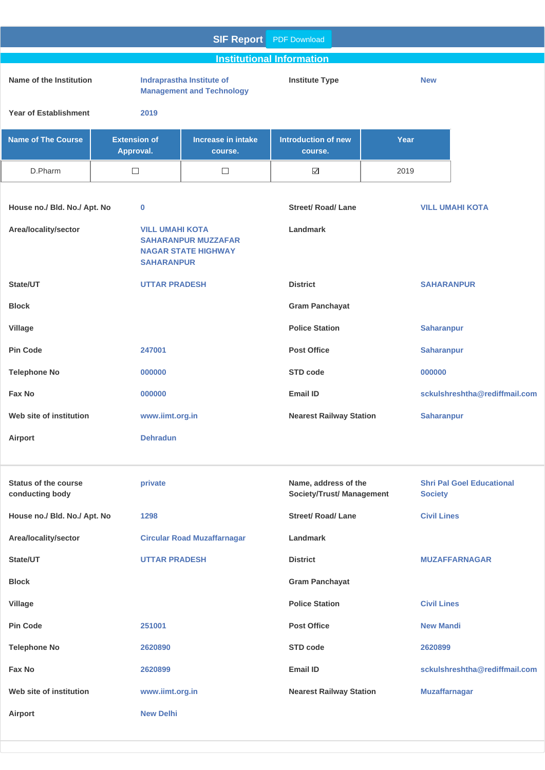# SIF Report

PDF Download

## Institutional Information

| | | | |
|---|---|---|---|
| **Name of the Institution** | Indraprastha Institute of Management and Technology | **Institute Type** | New |
| **Year of Establishment** | 2019 | | |

| Name of The Course | Extension of Approval. | Increase in intake course. | Introduction of new course. | Year |
|---|---|---|---|---|
| D.Pharm | ☐ | ☐ | ☑ | 2019 |

| | | | |
|---|---|---|---|
| **House no./ Bld. No./ Apt. No** | 0 | **Street/ Road/ Lane** | VILL UMAHI KOTA |
| **Area/locality/sector** | VILL UMAHI KOTA SAHARANPUR MUZZAFAR NAGAR STATE HIGHWAY SAHARANPUR | **Landmark** | |
| **State/UT** | UTTAR PRADESH | **District** | SAHARANPUR |
| **Block** | | **Gram Panchayat** | |
| **Village** | | **Police Station** | Saharanpur |
| **Pin Code** | 247001 | **Post Office** | Saharanpur |
| **Telephone No** | 000000 | **STD code** | 000000 |
| **Fax No** | 000000 | **Email ID** | sckulshreshtha@rediffmail.com |
| **Web site of institution** | www.iimt.org.in | **Nearest Railway Station** | Saharanpur |
| **Airport** | Dehradun | | |

| | | | |
|---|---|---|---|
| **Status of the course conducting body** | private | **Name, address of the Society/Trust/ Management** | Shri Pal Goel Educational Society |
| **House no./ Bld. No./ Apt. No** | 1298 | **Street/ Road/ Lane** | Civil Lines |
| **Area/locality/sector** | Circular Road Muzaffarnagar | **Landmark** | |
| **State/UT** | UTTAR PRADESH | **District** | MUZAFFARNAGAR |
| **Block** | | **Gram Panchayat** | |
| **Village** | | **Police Station** | Civil Lines |
| **Pin Code** | 251001 | **Post Office** | New Mandi |
| **Telephone No** | 2620890 | **STD code** | 2620899 |
| **Fax No** | 2620899 | **Email ID** | sckulshreshtha@rediffmail.com |
| **Web site of institution** | www.iimt.org.in | **Nearest Railway Station** | Muzaffarnagar |
| **Airport** | New Delhi | | |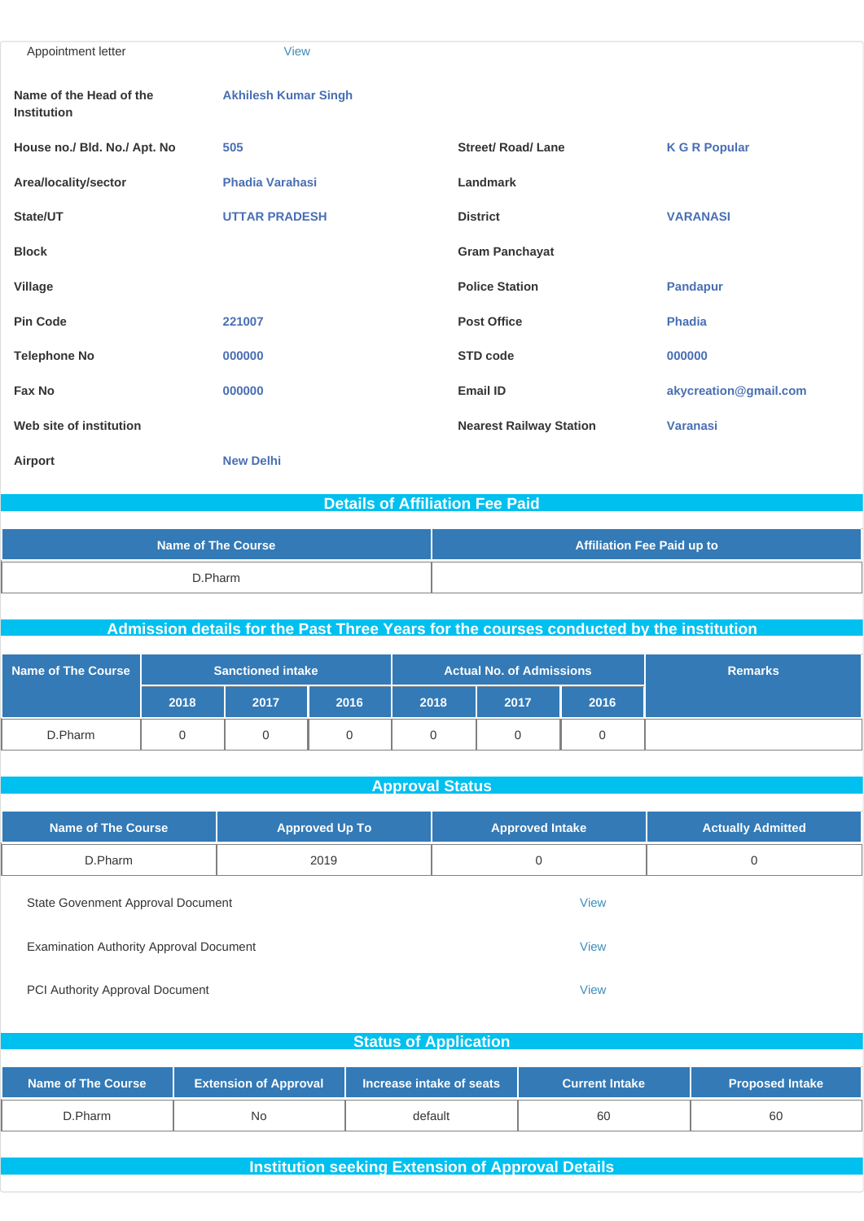Appointment letter View

| | | | |
|---|---|---|---|
| **Name of the Head of the Institution** | Akhilesh Kumar Singh | | |
| **House no./ Bld. No./ Apt. No** | 505 | **Street/ Road/ Lane** | K G R Popular |
| **Area/locality/sector** | Phadia Varahasi | **Landmark** | |
| **State/UT** | UTTAR PRADESH | **District** | VARANASI |
| **Block** | | **Gram Panchayat** | |
| **Village** | | **Police Station** | Pandapur |
| **Pin Code** | 221007 | **Post Office** | Phadia |
| **Telephone No** | 000000 | **STD code** | 000000 |
| **Fax No** | 000000 | **Email ID** | akycreation@gmail.com |
| **Web site of institution** | | **Nearest Railway Station** | Varanasi |
| **Airport** | New Delhi | | |

## Details of Affiliation Fee Paid

| Name of The Course | Affiliation Fee Paid up to |
|---|---|
| D.Pharm | |

## Admission details for the Past Three Years for the courses conducted by the institution

| Name of The Course | Sanctioned intake | | | Actual No. of Admissions | | | Remarks |
|---|---|---|---|---|---|---|---|
| | 2018 | 2017 | 2016 | 2018 | 2017 | 2016 | |
| D.Pharm | 0 | 0 | 0 | 0 | 0 | 0 | |

## Approval Status

| Name of The Course | Approved Up To | Approved Intake | Actually Admitted |
|---|---|---|---|
| D.Pharm | 2019 | 0 | 0 |

State Govenment Approval Document View

Examination Authority Approval Document View

PCI Authority Approval Document View

## Status of Application

| Name of The Course | Extension of Approval | Increase intake of seats | Current Intake | Proposed Intake |
|---|---|---|---|---|
| D.Pharm | No | default | 60 | 60 |

## Institution seeking Extension of Approval Details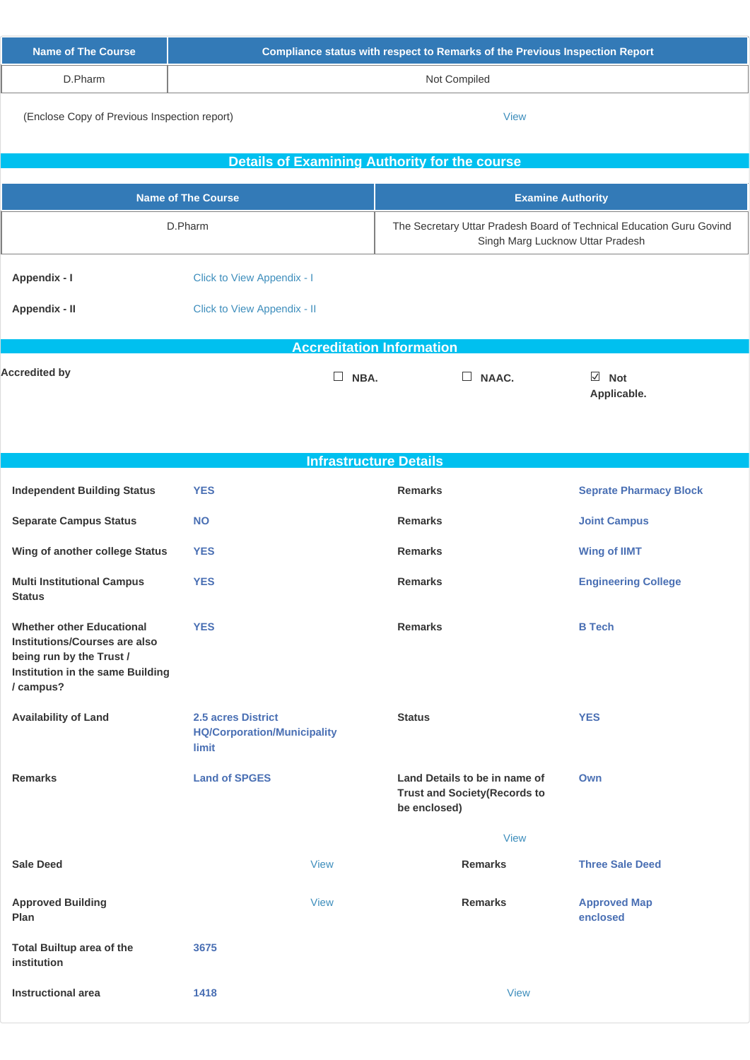| Name of The Course | Compliance status with respect to Remarks of the Previous Inspection Report |
|---|---|
| D.Pharm | Not Compiled |

(Enclose Copy of Previous Inspection report) View

## Details of Examining Authority for the course

| Name of The Course | Examine Authority |
|---|---|
| D.Pharm | The Secretary Uttar Pradesh Board of Technical Education Guru Govind Singh Marg Lucknow Uttar Pradesh |

**Appendix - I** Click to View Appendix - I

**Appendix - II** Click to View Appendix - II

## Accreditation Information

**Accredited by** ☐ **NBA.** ☐ **NAAC.** ☑ **Not Applicable.**

## Infrastructure Details

| | | | |
|---|---|---|---|
| **Independent Building Status** | **YES** | **Remarks** | **Seprate Pharmacy Block** |
| **Separate Campus Status** | **NO** | **Remarks** | **Joint Campus** |
| **Wing of another college Status** | **YES** | **Remarks** | **Wing of IIMT** |
| **Multi Institutional Campus Status** | **YES** | **Remarks** | **Engineering College** |
| **Whether other Educational Institutions/Courses are also being run by the Trust / Institution in the same Building / campus?** | **YES** | **Remarks** | **B Tech** |
| **Availability of Land** | **2.5 acres District HQ/Corporation/Municipality limit** | **Status** | **YES** |
| **Remarks** | **Land of SPGES** | **Land Details to be in name of Trust and Society(Records to be enclosed)** | **Own** |
| | | View | |
| **Sale Deed** | View | **Remarks** | **Three Sale Deed** |
| **Approved Building Plan** | View | **Remarks** | **Approved Map enclosed** |
| **Total Builtup area of the institution** | **3675** | | |
| **Instructional area** | **1418** | View | |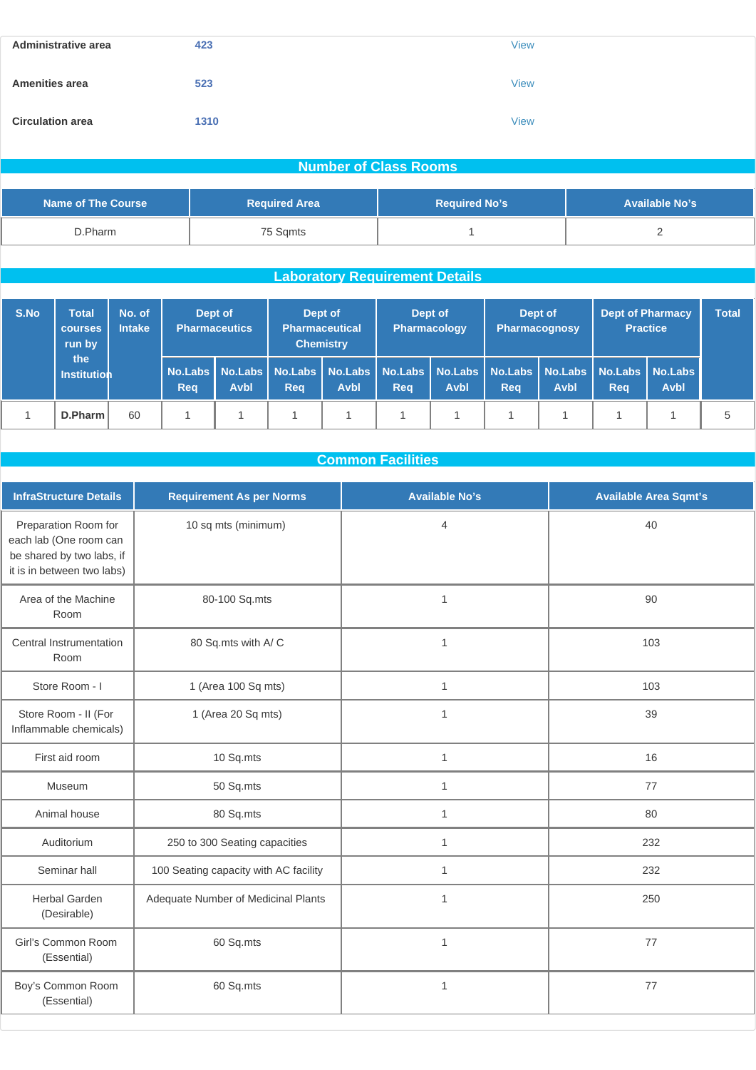| Administrative area | 423 | View |
|---|---|---|
| Amenities area | 523 | View |
| Circulation area | 1310 | View |

## Number of Class Rooms

| Name of The Course | Required Area | Required No's | Available No's |
|---|---|---|---|
| D.Pharm | 75 Sqmts | 1 | 2 |

## Laboratory Requirement Details

| S.No | Total courses run by the Institution | No. of Intake | Dept of Pharmaceutics | | Dept of Pharmaceutical Chemistry | | Dept of Pharmacology | | Dept of Pharmacognosy | | Dept of Pharmacy Practice | | Total |
|---|---|---|---|---|---|---|---|---|---|---|---|---|---|
| | | | No.Labs Req | No.Labs Avbl | No.Labs Req | No.Labs Avbl | No.Labs Req | No.Labs Avbl | No.Labs Req | No.Labs Avbl | No.Labs Req | No.Labs Avbl | |
| 1 | **D.Pharm** | 60 | 1 | 1 | 1 | 1 | 1 | 1 | 1 | 1 | 1 | 1 | 5 |

## Common Facilities

| InfraStructure Details | Requirement As per Norms | Available No's | Available Area Sqmt's |
|---|---|---|---|
| Preparation Room for each lab (One room can be shared by two labs, if it is in between two labs) | 10 sq mts (minimum) | 4 | 40 |
| Area of the Machine Room | 80-100 Sq.mts | 1 | 90 |
| Central Instrumentation Room | 80 Sq.mts with A/ C | 1 | 103 |
| Store Room - I | 1 (Area 100 Sq mts) | 1 | 103 |
| Store Room - II (For Inflammable chemicals) | 1 (Area 20 Sq mts) | 1 | 39 |
| First aid room | 10 Sq.mts | 1 | 16 |
| Museum | 50 Sq.mts | 1 | 77 |
| Animal house | 80 Sq.mts | 1 | 80 |
| Auditorium | 250 to 300 Seating capacities | 1 | 232 |
| Seminar hall | 100 Seating capacity with AC facility | 1 | 232 |
| Herbal Garden (Desirable) | Adequate Number of Medicinal Plants | 1 | 250 |
| Girl's Common Room (Essential) | 60 Sq.mts | 1 | 77 |
| Boy's Common Room (Essential) | 60 Sq.mts | 1 | 77 |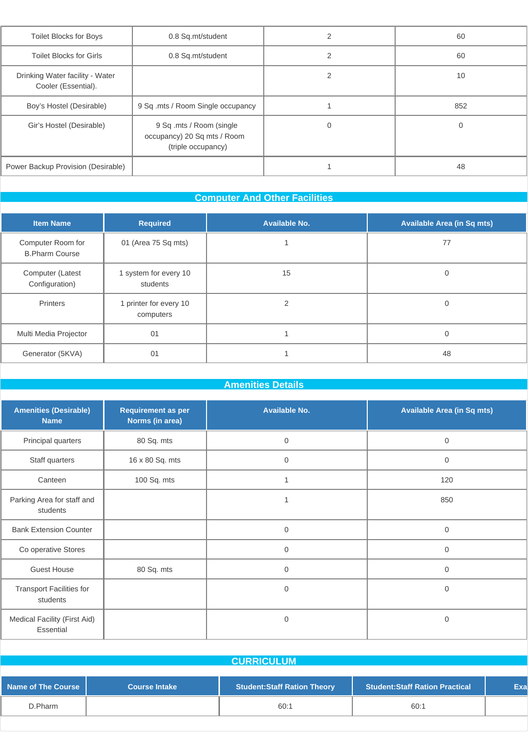| | | | |
|---|---|---|---|
| Toilet Blocks for Boys | 0.8 Sq.mt/student | 2 | 60 |
| Toilet Blocks for Girls | 0.8 Sq.mt/student | 2 | 60 |
| Drinking Water facility - Water Cooler (Essential). | | 2 | 10 |
| Boy's Hostel (Desirable) | 9 Sq .mts / Room Single occupancy | 1 | 852 |
| Gir's Hostel (Desirable) | 9 Sq .mts / Room (single occupancy) 20 Sq mts / Room (triple occupancy) | 0 | 0 |
| Power Backup Provision (Desirable) | | 1 | 48 |

## Computer And Other Facilities

| Item Name | Required | Available No. | Available Area (in Sq mts) |
|---|---|---|---|
| Computer Room for B.Pharm Course | 01 (Area 75 Sq mts) | 1 | 77 |
| Computer (Latest Configuration) | 1 system for every 10 students | 15 | 0 |
| Printers | 1 printer for every 10 computers | 2 | 0 |
| Multi Media Projector | 01 | 1 | 0 |
| Generator (5KVA) | 01 | 1 | 48 |

## Amenities Details

| Amenities (Desirable) Name | Requirement as per Norms (in area) | Available No. | Available Area (in Sq mts) |
|---|---|---|---|
| Principal quarters | 80 Sq. mts | 0 | 0 |
| Staff quarters | 16 x 80 Sq. mts | 0 | 0 |
| Canteen | 100 Sq. mts | 1 | 120 |
| Parking Area for staff and students | | 1 | 850 |
| Bank Extension Counter | | 0 | 0 |
| Co operative Stores | | 0 | 0 |
| Guest House | 80 Sq. mts | 0 | 0 |
| Transport Facilities for students | | 0 | 0 |
| Medical Facility (First Aid) Essential | | 0 | 0 |

## CURRICULUM

| Name of The Course | Course Intake | Student:Staff Ration Theory | Student:Staff Ration Practical | Exa |
|---|---|---|---|---|
| D.Pharm | | 60:1 | 60:1 | |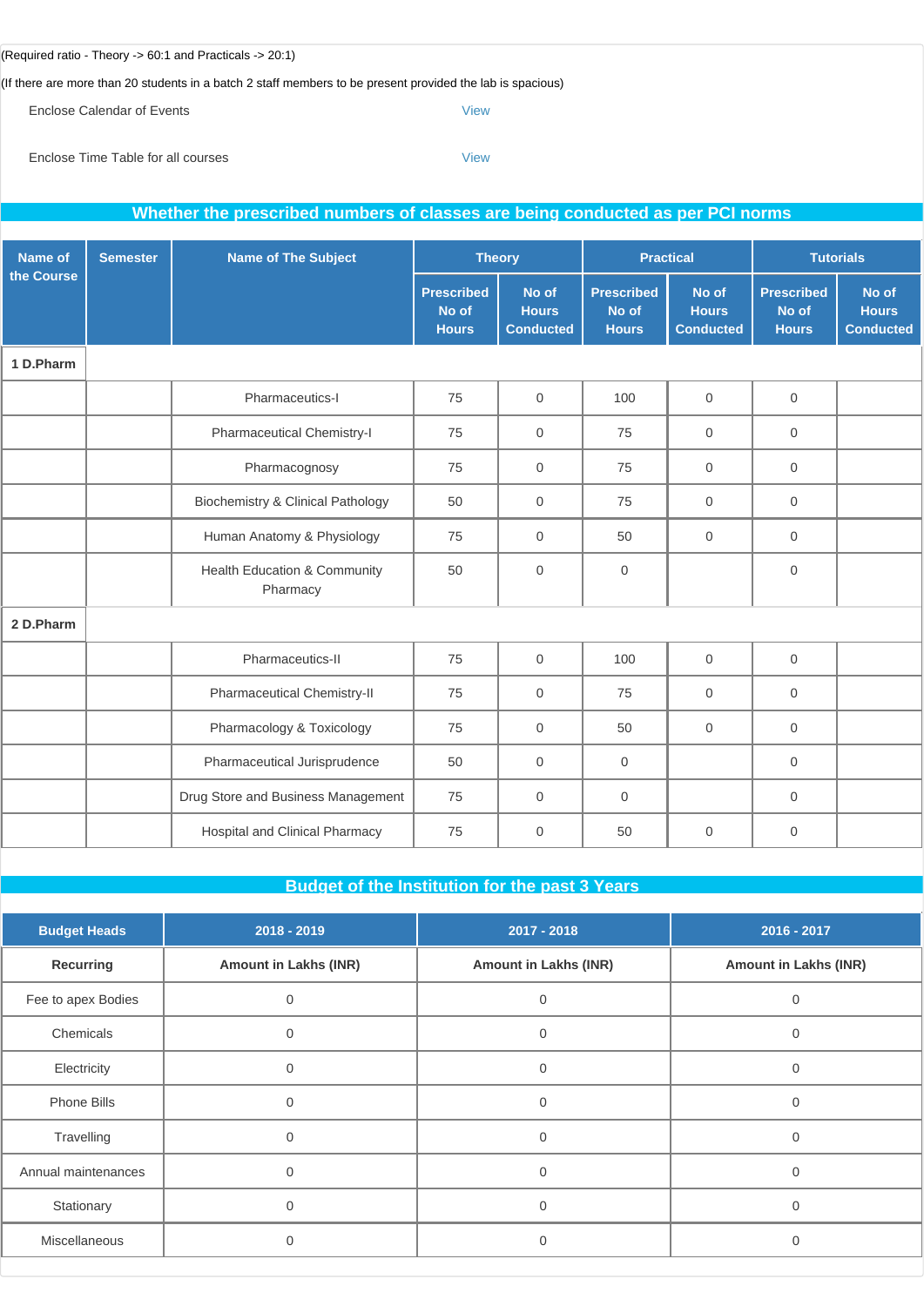(Required ratio - Theory -> 60:1 and Practicals -> 20:1)

(If there are more than 20 students in a batch 2 staff members to be present provided the lab is spacious)

| | |
|---|---|
| Enclose Calendar of Events | View |
| Enclose Time Table for all courses | View |

## Whether the prescribed numbers of classes are being conducted as per PCI norms

| Name of the Course | Semester | Name of The Subject | Theory | | Practical | | Tutorials | |
|---|---|---|---|---|---|---|---|---|
| | | | Prescribed No of Hours | No of Hours Conducted | Prescribed No of Hours | No of Hours Conducted | Prescribed No of Hours | No of Hours Conducted |
| 1 D.Pharm | | | | | | | | |
| | | Pharmaceutics-I | 75 | 0 | 100 | 0 | 0 | |
| | | Pharmaceutical Chemistry-I | 75 | 0 | 75 | 0 | 0 | |
| | | Pharmacognosy | 75 | 0 | 75 | 0 | 0 | |
| | | Biochemistry & Clinical Pathology | 50 | 0 | 75 | 0 | 0 | |
| | | Human Anatomy & Physiology | 75 | 0 | 50 | 0 | 0 | |
| | | Health Education & Community Pharmacy | 50 | 0 | 0 | | 0 | |
| 2 D.Pharm | | | | | | | | |
| | | Pharmaceutics-II | 75 | 0 | 100 | 0 | 0 | |
| | | Pharmaceutical Chemistry-II | 75 | 0 | 75 | 0 | 0 | |
| | | Pharmacology & Toxicology | 75 | 0 | 50 | 0 | 0 | |
| | | Pharmaceutical Jurisprudence | 50 | 0 | 0 | | 0 | |
| | | Drug Store and Business Management | 75 | 0 | 0 | | 0 | |
| | | Hospital and Clinical Pharmacy | 75 | 0 | 50 | 0 | 0 | |

## Budget of the Institution for the past 3 Years

| Budget Heads | 2018 - 2019 | 2017 - 2018 | 2016 - 2017 |
|---|---|---|---|
| **Recurring** | **Amount in Lakhs (INR)** | **Amount in Lakhs (INR)** | **Amount in Lakhs (INR)** |
| Fee to apex Bodies | 0 | 0 | 0 |
| Chemicals | 0 | 0 | 0 |
| Electricity | 0 | 0 | 0 |
| Phone Bills | 0 | 0 | 0 |
| Travelling | 0 | 0 | 0 |
| Annual maintenances | 0 | 0 | 0 |
| Stationary | 0 | 0 | 0 |
| Miscellaneous | 0 | 0 | 0 |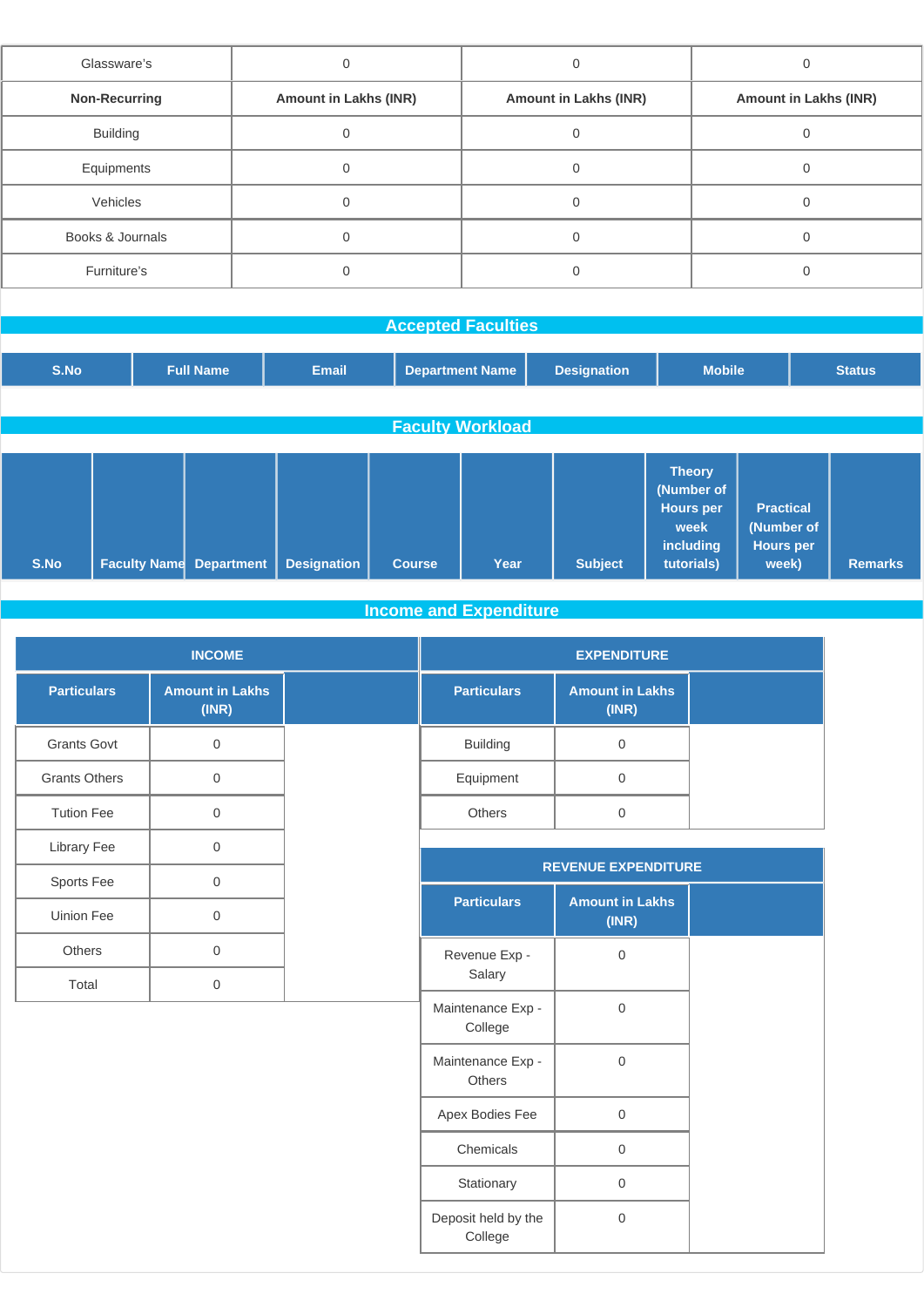| Glassware's | 0 | 0 | 0 |
|---|---|---|---|
| **Non-Recurring** | **Amount in Lakhs (INR)** | **Amount in Lakhs (INR)** | **Amount in Lakhs (INR)** |
| Building | 0 | 0 | 0 |
| Equipments | 0 | 0 | 0 |
| Vehicles | 0 | 0 | 0 |
| Books & Journals | 0 | 0 | 0 |
| Furniture's | 0 | 0 | 0 |

## Accepted Faculties

| S.No | Full Name | Email | Department Name | Designation | Mobile | Status |
|---|---|---|---|---|---|---|

## Faculty Workload

| S.No | Faculty Name | Department | Designation | Course | Year | Subject | Theory (Number of Hours per week including tutorials) | Practical (Number of Hours per week) | Remarks |
|---|---|---|---|---|---|---|---|---|---|

## Income and Expenditure

| INCOME | |
|---|---|
| **Particulars** | **Amount in Lakhs (INR)** |
| Grants Govt | 0 |
| Grants Others | 0 |
| Tution Fee | 0 |
| Library Fee | 0 |
| Sports Fee | 0 |
| Uinion Fee | 0 |
| Others | 0 |
| Total | 0 |

| EXPENDITURE | |
|---|---|
| **Particulars** | **Amount in Lakhs (INR)** |
| Building | 0 |
| Equipment | 0 |
| Others | 0 |

| REVENUE EXPENDITURE | |
|---|---|
| **Particulars** | **Amount in Lakhs (INR)** |
| Revenue Exp - Salary | 0 |
| Maintenance Exp - College | 0 |
| Maintenance Exp - Others | 0 |
| Apex Bodies Fee | 0 |
| Chemicals | 0 |
| Stationary | 0 |
| Deposit held by the College | 0 |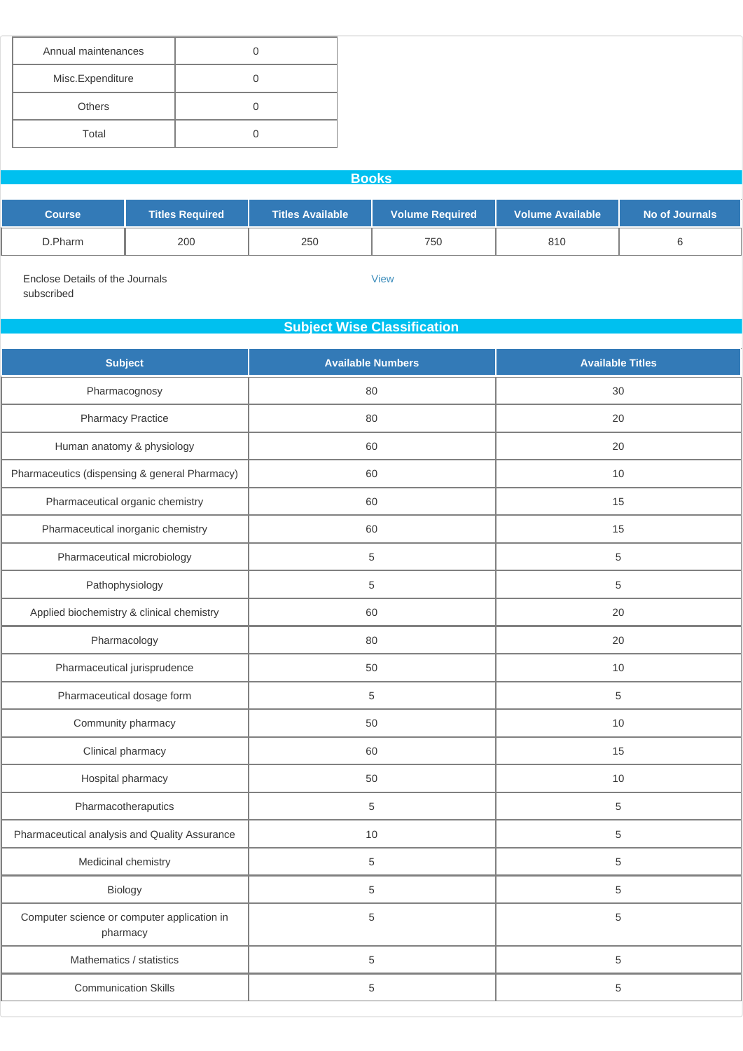| Annual maintenances | 0 |
|---|---|
| Misc.Expenditure | 0 |
| Others | 0 |
| Total | 0 |

## Books

| Course | Titles Required | Titles Available | Volume Required | Volume Available | No of Journals |
|---|---|---|---|---|---|
| D.Pharm | 200 | 250 | 750 | 810 | 6 |

Enclose Details of the Journals subscribed View

## Subject Wise Classification

| Subject | Available Numbers | Available Titles |
|---|---|---|
| Pharmacognosy | 80 | 30 |
| Pharmacy Practice | 80 | 20 |
| Human anatomy & physiology | 60 | 20 |
| Pharmaceutics (dispensing & general Pharmacy) | 60 | 10 |
| Pharmaceutical organic chemistry | 60 | 15 |
| Pharmaceutical inorganic chemistry | 60 | 15 |
| Pharmaceutical microbiology | 5 | 5 |
| Pathophysiology | 5 | 5 |
| Applied biochemistry & clinical chemistry | 60 | 20 |
| Pharmacology | 80 | 20 |
| Pharmaceutical jurisprudence | 50 | 10 |
| Pharmaceutical dosage form | 5 | 5 |
| Community pharmacy | 50 | 10 |
| Clinical pharmacy | 60 | 15 |
| Hospital pharmacy | 50 | 10 |
| Pharmacotheraputics | 5 | 5 |
| Pharmaceutical analysis and Quality Assurance | 10 | 5 |
| Medicinal chemistry | 5 | 5 |
| Biology | 5 | 5 |
| Computer science or computer application in pharmacy | 5 | 5 |
| Mathematics / statistics | 5 | 5 |
| Communication Skills | 5 | 5 |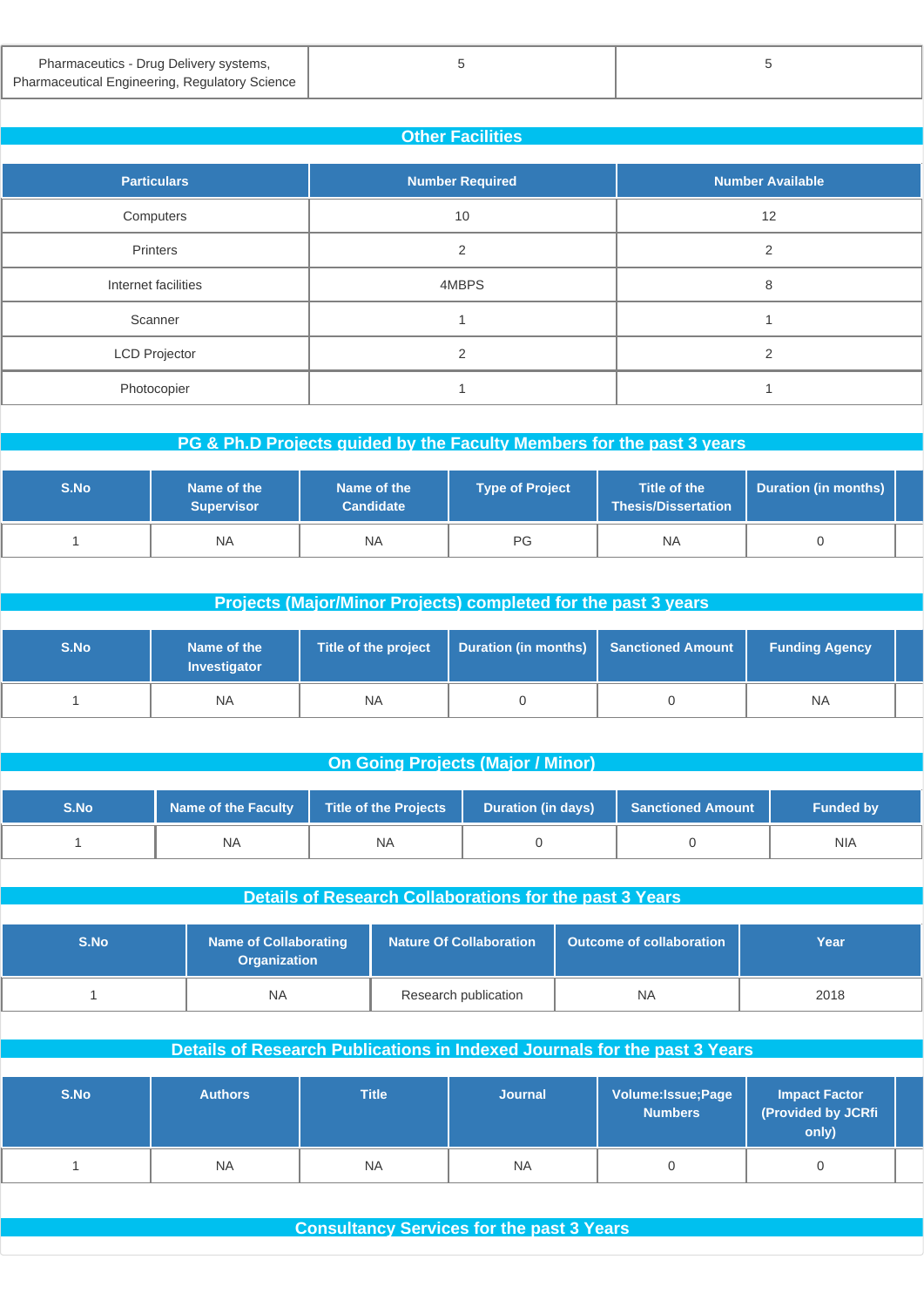| Pharmaceutics - Drug Delivery systems, Pharmaceutical Engineering, Regulatory Science | 5 | 5 |
|---|---|---|

## Other Facilities

| Particulars | Number Required | Number Available |
|---|---|---|
| Computers | 10 | 12 |
| Printers | 2 | 2 |
| Internet facilities | 4MBPS | 8 |
| Scanner | 1 | 1 |
| LCD Projector | 2 | 2 |
| Photocopier | 1 | 1 |

## PG & Ph.D Projects guided by the Faculty Members for the past 3 years

| S.No | Name of the Supervisor | Name of the Candidate | Type of Project | Title of the Thesis/Dissertation | Duration (in months) |
|---|---|---|---|---|---|
| 1 | NA | NA | PG | NA | 0 |

## Projects (Major/Minor Projects) completed for the past 3 years

| S.No | Name of the Investigator | Title of the project | Duration (in months) | Sanctioned Amount | Funding Agency |
|---|---|---|---|---|---|
| 1 | NA | NA | 0 | 0 | NA |

## On Going Projects (Major / Minor)

| S.No | Name of the Faculty | Title of the Projects | Duration (in days) | Sanctioned Amount | Funded by |
|---|---|---|---|---|---|
| 1 | NA | NA | 0 | 0 | NIA |

## Details of Research Collaborations for the past 3 Years

| S.No | Name of Collaborating Organization | Nature Of Collaboration | Outcome of collaboration | Year |
|---|---|---|---|---|
| 1 | NA | Research publication | NA | 2018 |

## Details of Research Publications in Indexed Journals for the past 3 Years

| S.No | Authors | Title | Journal | Volume:Issue;Page Numbers | Impact Factor (Provided by JCRfi only) |
|---|---|---|---|---|---|
| 1 | NA | NA | NA | 0 | 0 |

## Consultancy Services for the past 3 Years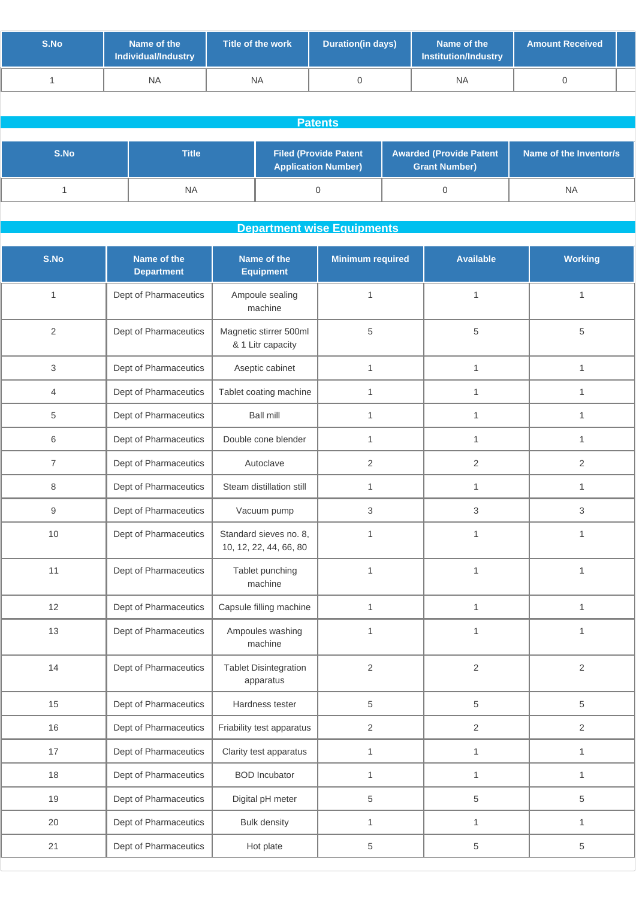| S.No | Name of the Individual/Industry | Title of the work | Duration(in days) | Name of the Institution/Industry | Amount Received |
|---|---|---|---|---|---|
| 1 | NA | NA | 0 | NA | 0 |

## Patents

| S.No | Title | Filed (Provide Patent Application Number) | Awarded (Provide Patent Grant Number) | Name of the Inventor/s |
|---|---|---|---|---|
| 1 | NA | 0 | 0 | NA |

## Department wise Equipments

| S.No | Name of the Department | Name of the Equipment | Minimum required | Available | Working |
|---|---|---|---|---|---|
| 1 | Dept of Pharmaceutics | Ampoule sealing machine | 1 | 1 | 1 |
| 2 | Dept of Pharmaceutics | Magnetic stirrer 500ml & 1 Litr capacity | 5 | 5 | 5 |
| 3 | Dept of Pharmaceutics | Aseptic cabinet | 1 | 1 | 1 |
| 4 | Dept of Pharmaceutics | Tablet coating machine | 1 | 1 | 1 |
| 5 | Dept of Pharmaceutics | Ball mill | 1 | 1 | 1 |
| 6 | Dept of Pharmaceutics | Double cone blender | 1 | 1 | 1 |
| 7 | Dept of Pharmaceutics | Autoclave | 2 | 2 | 2 |
| 8 | Dept of Pharmaceutics | Steam distillation still | 1 | 1 | 1 |
| 9 | Dept of Pharmaceutics | Vacuum pump | 3 | 3 | 3 |
| 10 | Dept of Pharmaceutics | Standard sieves no. 8, 10, 12, 22, 44, 66, 80 | 1 | 1 | 1 |
| 11 | Dept of Pharmaceutics | Tablet punching machine | 1 | 1 | 1 |
| 12 | Dept of Pharmaceutics | Capsule filling machine | 1 | 1 | 1 |
| 13 | Dept of Pharmaceutics | Ampoules washing machine | 1 | 1 | 1 |
| 14 | Dept of Pharmaceutics | Tablet Disintegration apparatus | 2 | 2 | 2 |
| 15 | Dept of Pharmaceutics | Hardness tester | 5 | 5 | 5 |
| 16 | Dept of Pharmaceutics | Friability test apparatus | 2 | 2 | 2 |
| 17 | Dept of Pharmaceutics | Clarity test apparatus | 1 | 1 | 1 |
| 18 | Dept of Pharmaceutics | BOD Incubator | 1 | 1 | 1 |
| 19 | Dept of Pharmaceutics | Digital pH meter | 5 | 5 | 5 |
| 20 | Dept of Pharmaceutics | Bulk density | 1 | 1 | 1 |
| 21 | Dept of Pharmaceutics | Hot plate | 5 | 5 | 5 |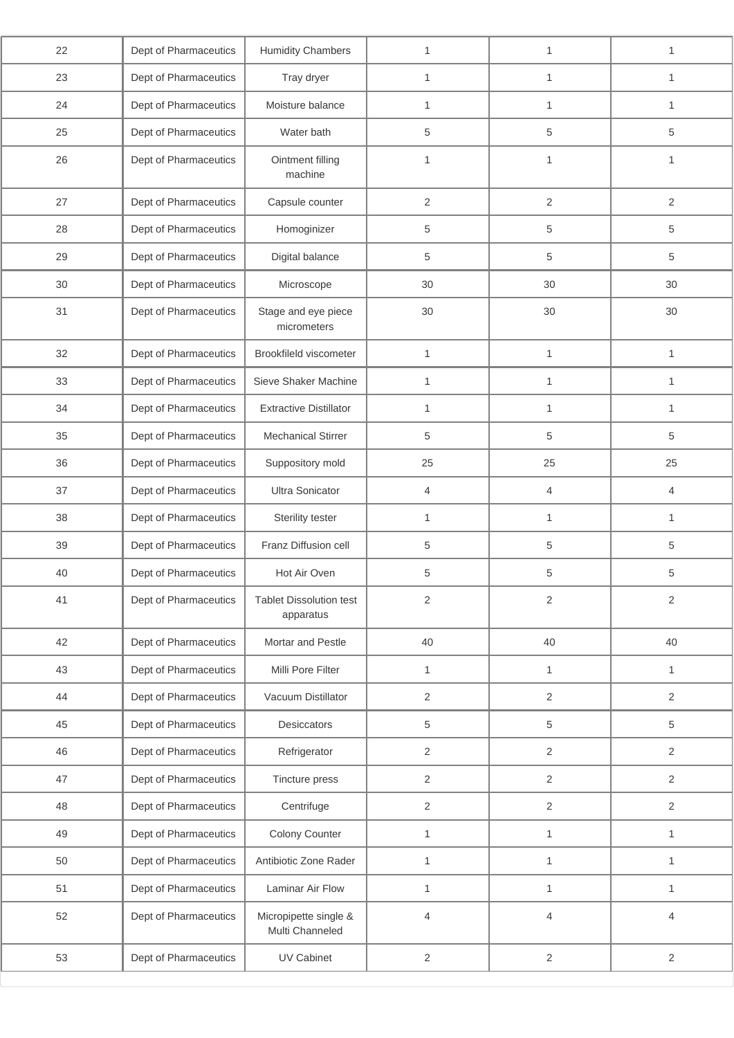| | | | | | |
|---|---|---|---|---|---|
| 22 | Dept of Pharmaceutics | Humidity Chambers | 1 | 1 | 1 |
| 23 | Dept of Pharmaceutics | Tray dryer | 1 | 1 | 1 |
| 24 | Dept of Pharmaceutics | Moisture balance | 1 | 1 | 1 |
| 25 | Dept of Pharmaceutics | Water bath | 5 | 5 | 5 |
| 26 | Dept of Pharmaceutics | Ointment filling machine | 1 | 1 | 1 |
| 27 | Dept of Pharmaceutics | Capsule counter | 2 | 2 | 2 |
| 28 | Dept of Pharmaceutics | Homoginizer | 5 | 5 | 5 |
| 29 | Dept of Pharmaceutics | Digital balance | 5 | 5 | 5 |
| 30 | Dept of Pharmaceutics | Microscope | 30 | 30 | 30 |
| 31 | Dept of Pharmaceutics | Stage and eye piece micrometers | 30 | 30 | 30 |
| 32 | Dept of Pharmaceutics | Brookfileld viscometer | 1 | 1 | 1 |
| 33 | Dept of Pharmaceutics | Sieve Shaker Machine | 1 | 1 | 1 |
| 34 | Dept of Pharmaceutics | Extractive Distillator | 1 | 1 | 1 |
| 35 | Dept of Pharmaceutics | Mechanical Stirrer | 5 | 5 | 5 |
| 36 | Dept of Pharmaceutics | Suppository mold | 25 | 25 | 25 |
| 37 | Dept of Pharmaceutics | Ultra Sonicator | 4 | 4 | 4 |
| 38 | Dept of Pharmaceutics | Sterility tester | 1 | 1 | 1 |
| 39 | Dept of Pharmaceutics | Franz Diffusion cell | 5 | 5 | 5 |
| 40 | Dept of Pharmaceutics | Hot Air Oven | 5 | 5 | 5 |
| 41 | Dept of Pharmaceutics | Tablet Dissolution test apparatus | 2 | 2 | 2 |
| 42 | Dept of Pharmaceutics | Mortar and Pestle | 40 | 40 | 40 |
| 43 | Dept of Pharmaceutics | Milli Pore Filter | 1 | 1 | 1 |
| 44 | Dept of Pharmaceutics | Vacuum Distillator | 2 | 2 | 2 |
| 45 | Dept of Pharmaceutics | Desiccators | 5 | 5 | 5 |
| 46 | Dept of Pharmaceutics | Refrigerator | 2 | 2 | 2 |
| 47 | Dept of Pharmaceutics | Tincture press | 2 | 2 | 2 |
| 48 | Dept of Pharmaceutics | Centrifuge | 2 | 2 | 2 |
| 49 | Dept of Pharmaceutics | Colony Counter | 1 | 1 | 1 |
| 50 | Dept of Pharmaceutics | Antibiotic Zone Rader | 1 | 1 | 1 |
| 51 | Dept of Pharmaceutics | Laminar Air Flow | 1 | 1 | 1 |
| 52 | Dept of Pharmaceutics | Micropipette single & Multi Channeled | 4 | 4 | 4 |
| 53 | Dept of Pharmaceutics | UV Cabinet | 2 | 2 | 2 |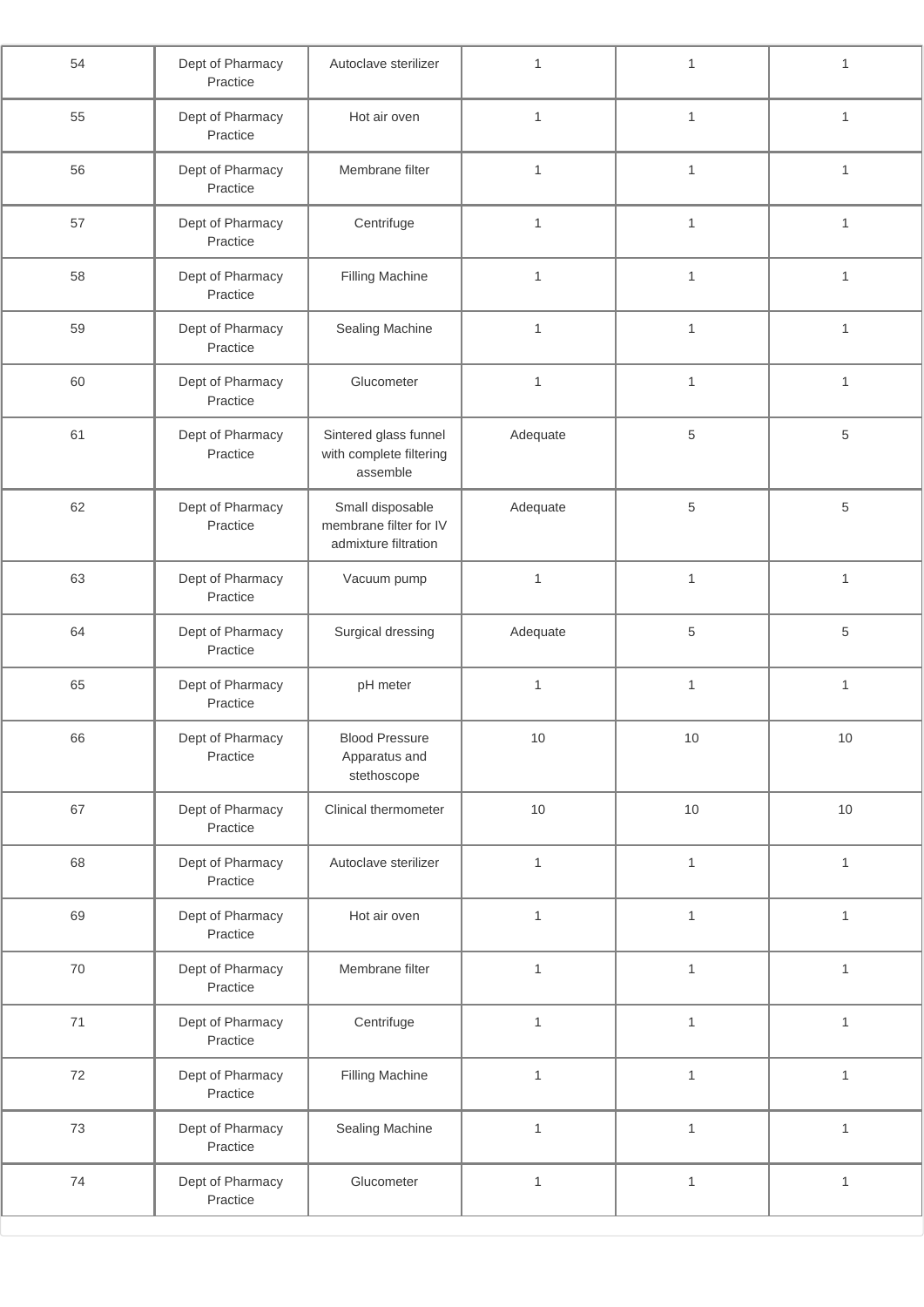| 54 | Dept of Pharmacy Practice | Autoclave sterilizer | 1 | 1 | 1 |
|---|---|---|---|---|---|
| 55 | Dept of Pharmacy Practice | Hot air oven | 1 | 1 | 1 |
| 56 | Dept of Pharmacy Practice | Membrane filter | 1 | 1 | 1 |
| 57 | Dept of Pharmacy Practice | Centrifuge | 1 | 1 | 1 |
| 58 | Dept of Pharmacy Practice | Filling Machine | 1 | 1 | 1 |
| 59 | Dept of Pharmacy Practice | Sealing Machine | 1 | 1 | 1 |
| 60 | Dept of Pharmacy Practice | Glucometer | 1 | 1 | 1 |
| 61 | Dept of Pharmacy Practice | Sintered glass funnel with complete filtering assemble | Adequate | 5 | 5 |
| 62 | Dept of Pharmacy Practice | Small disposable membrane filter for IV admixture filtration | Adequate | 5 | 5 |
| 63 | Dept of Pharmacy Practice | Vacuum pump | 1 | 1 | 1 |
| 64 | Dept of Pharmacy Practice | Surgical dressing | Adequate | 5 | 5 |
| 65 | Dept of Pharmacy Practice | pH meter | 1 | 1 | 1 |
| 66 | Dept of Pharmacy Practice | Blood Pressure Apparatus and stethoscope | 10 | 10 | 10 |
| 67 | Dept of Pharmacy Practice | Clinical thermometer | 10 | 10 | 10 |
| 68 | Dept of Pharmacy Practice | Autoclave sterilizer | 1 | 1 | 1 |
| 69 | Dept of Pharmacy Practice | Hot air oven | 1 | 1 | 1 |
| 70 | Dept of Pharmacy Practice | Membrane filter | 1 | 1 | 1 |
| 71 | Dept of Pharmacy Practice | Centrifuge | 1 | 1 | 1 |
| 72 | Dept of Pharmacy Practice | Filling Machine | 1 | 1 | 1 |
| 73 | Dept of Pharmacy Practice | Sealing Machine | 1 | 1 | 1 |
| 74 | Dept of Pharmacy Practice | Glucometer | 1 | 1 | 1 |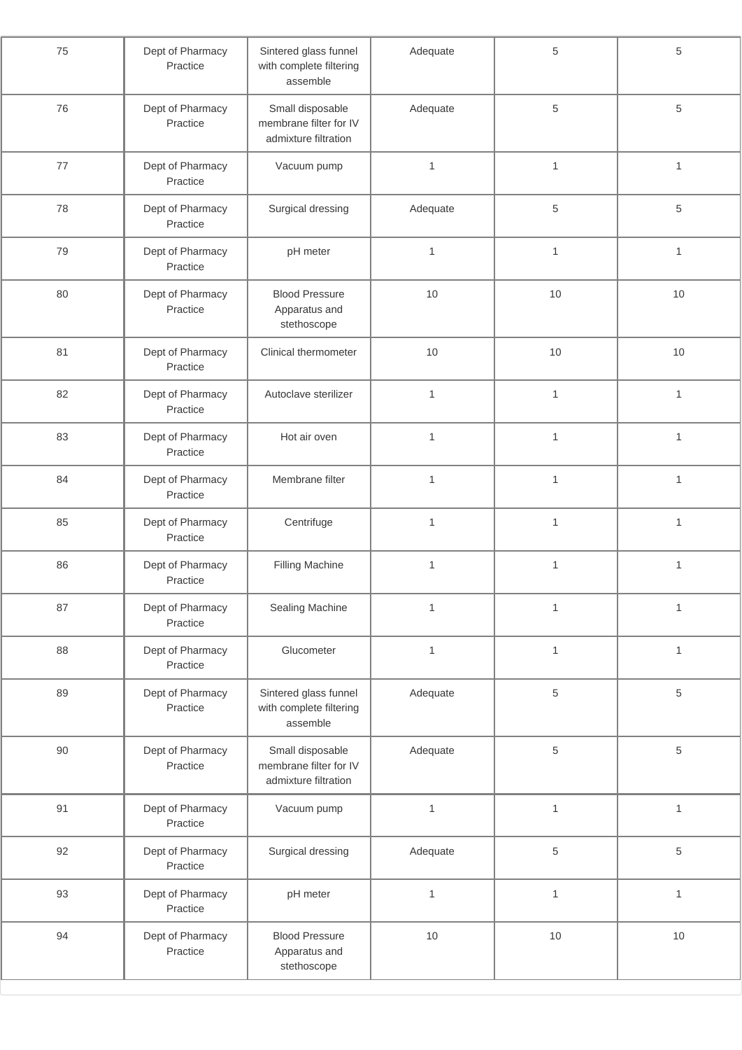| 75 | Dept of Pharmacy Practice | Sintered glass funnel with complete filtering assemble | Adequate | 5 | 5 |
|---|---|---|---|---|---|
| 76 | Dept of Pharmacy Practice | Small disposable membrane filter for IV admixture filtration | Adequate | 5 | 5 |
| 77 | Dept of Pharmacy Practice | Vacuum pump | 1 | 1 | 1 |
| 78 | Dept of Pharmacy Practice | Surgical dressing | Adequate | 5 | 5 |
| 79 | Dept of Pharmacy Practice | pH meter | 1 | 1 | 1 |
| 80 | Dept of Pharmacy Practice | Blood Pressure Apparatus and stethoscope | 10 | 10 | 10 |
| 81 | Dept of Pharmacy Practice | Clinical thermometer | 10 | 10 | 10 |
| 82 | Dept of Pharmacy Practice | Autoclave sterilizer | 1 | 1 | 1 |
| 83 | Dept of Pharmacy Practice | Hot air oven | 1 | 1 | 1 |
| 84 | Dept of Pharmacy Practice | Membrane filter | 1 | 1 | 1 |
| 85 | Dept of Pharmacy Practice | Centrifuge | 1 | 1 | 1 |
| 86 | Dept of Pharmacy Practice | Filling Machine | 1 | 1 | 1 |
| 87 | Dept of Pharmacy Practice | Sealing Machine | 1 | 1 | 1 |
| 88 | Dept of Pharmacy Practice | Glucometer | 1 | 1 | 1 |
| 89 | Dept of Pharmacy Practice | Sintered glass funnel with complete filtering assemble | Adequate | 5 | 5 |
| 90 | Dept of Pharmacy Practice | Small disposable membrane filter for IV admixture filtration | Adequate | 5 | 5 |
| 91 | Dept of Pharmacy Practice | Vacuum pump | 1 | 1 | 1 |
| 92 | Dept of Pharmacy Practice | Surgical dressing | Adequate | 5 | 5 |
| 93 | Dept of Pharmacy Practice | pH meter | 1 | 1 | 1 |
| 94 | Dept of Pharmacy Practice | Blood Pressure Apparatus and stethoscope | 10 | 10 | 10 |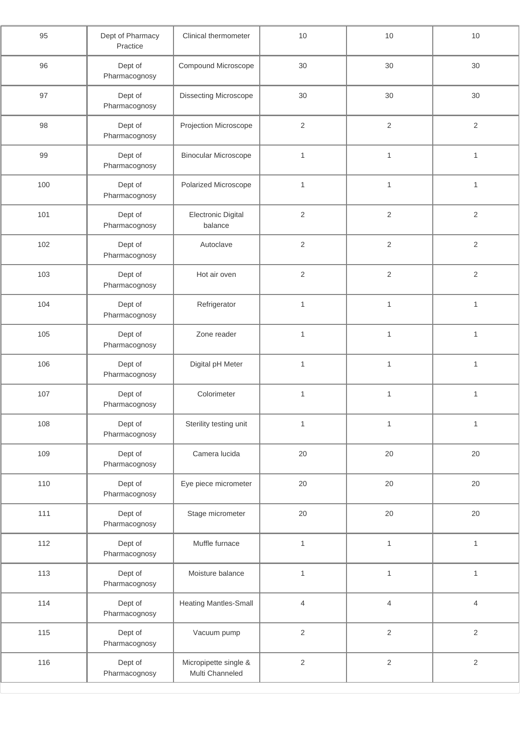| 95 | Dept of Pharmacy Practice | Clinical thermometer | 10 | 10 | 10 |
|---|---|---|---|---|---|
| 96 | Dept of Pharmacognosy | Compound Microscope | 30 | 30 | 30 |
| 97 | Dept of Pharmacognosy | Dissecting Microscope | 30 | 30 | 30 |
| 98 | Dept of Pharmacognosy | Projection Microscope | 2 | 2 | 2 |
| 99 | Dept of Pharmacognosy | Binocular Microscope | 1 | 1 | 1 |
| 100 | Dept of Pharmacognosy | Polarized Microscope | 1 | 1 | 1 |
| 101 | Dept of Pharmacognosy | Electronic Digital balance | 2 | 2 | 2 |
| 102 | Dept of Pharmacognosy | Autoclave | 2 | 2 | 2 |
| 103 | Dept of Pharmacognosy | Hot air oven | 2 | 2 | 2 |
| 104 | Dept of Pharmacognosy | Refrigerator | 1 | 1 | 1 |
| 105 | Dept of Pharmacognosy | Zone reader | 1 | 1 | 1 |
| 106 | Dept of Pharmacognosy | Digital pH Meter | 1 | 1 | 1 |
| 107 | Dept of Pharmacognosy | Colorimeter | 1 | 1 | 1 |
| 108 | Dept of Pharmacognosy | Sterility testing unit | 1 | 1 | 1 |
| 109 | Dept of Pharmacognosy | Camera lucida | 20 | 20 | 20 |
| 110 | Dept of Pharmacognosy | Eye piece micrometer | 20 | 20 | 20 |
| 111 | Dept of Pharmacognosy | Stage micrometer | 20 | 20 | 20 |
| 112 | Dept of Pharmacognosy | Muffle furnace | 1 | 1 | 1 |
| 113 | Dept of Pharmacognosy | Moisture balance | 1 | 1 | 1 |
| 114 | Dept of Pharmacognosy | Heating Mantles-Small | 4 | 4 | 4 |
| 115 | Dept of Pharmacognosy | Vacuum pump | 2 | 2 | 2 |
| 116 | Dept of Pharmacognosy | Micropipette single & Multi Channeled | 2 | 2 | 2 |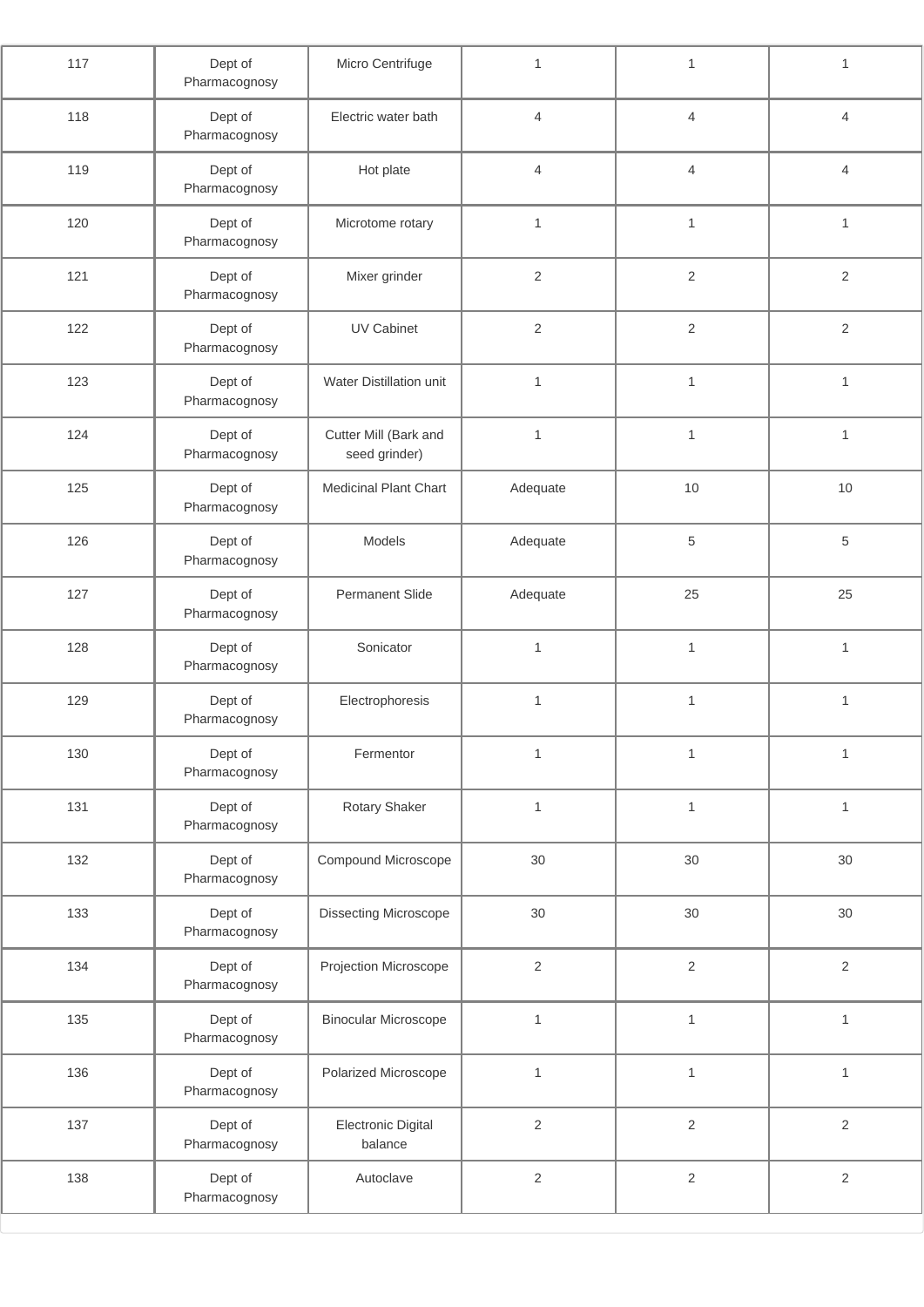| | | | | | |
|---|---|---|---|---|---|
| 117 | Dept of Pharmacognosy | Micro Centrifuge | 1 | 1 | 1 |
| 118 | Dept of Pharmacognosy | Electric water bath | 4 | 4 | 4 |
| 119 | Dept of Pharmacognosy | Hot plate | 4 | 4 | 4 |
| 120 | Dept of Pharmacognosy | Microtome rotary | 1 | 1 | 1 |
| 121 | Dept of Pharmacognosy | Mixer grinder | 2 | 2 | 2 |
| 122 | Dept of Pharmacognosy | UV Cabinet | 2 | 2 | 2 |
| 123 | Dept of Pharmacognosy | Water Distillation unit | 1 | 1 | 1 |
| 124 | Dept of Pharmacognosy | Cutter Mill (Bark and seed grinder) | 1 | 1 | 1 |
| 125 | Dept of Pharmacognosy | Medicinal Plant Chart | Adequate | 10 | 10 |
| 126 | Dept of Pharmacognosy | Models | Adequate | 5 | 5 |
| 127 | Dept of Pharmacognosy | Permanent Slide | Adequate | 25 | 25 |
| 128 | Dept of Pharmacognosy | Sonicator | 1 | 1 | 1 |
| 129 | Dept of Pharmacognosy | Electrophoresis | 1 | 1 | 1 |
| 130 | Dept of Pharmacognosy | Fermentor | 1 | 1 | 1 |
| 131 | Dept of Pharmacognosy | Rotary Shaker | 1 | 1 | 1 |
| 132 | Dept of Pharmacognosy | Compound Microscope | 30 | 30 | 30 |
| 133 | Dept of Pharmacognosy | Dissecting Microscope | 30 | 30 | 30 |
| 134 | Dept of Pharmacognosy | Projection Microscope | 2 | 2 | 2 |
| 135 | Dept of Pharmacognosy | Binocular Microscope | 1 | 1 | 1 |
| 136 | Dept of Pharmacognosy | Polarized Microscope | 1 | 1 | 1 |
| 137 | Dept of Pharmacognosy | Electronic Digital balance | 2 | 2 | 2 |
| 138 | Dept of Pharmacognosy | Autoclave | 2 | 2 | 2 |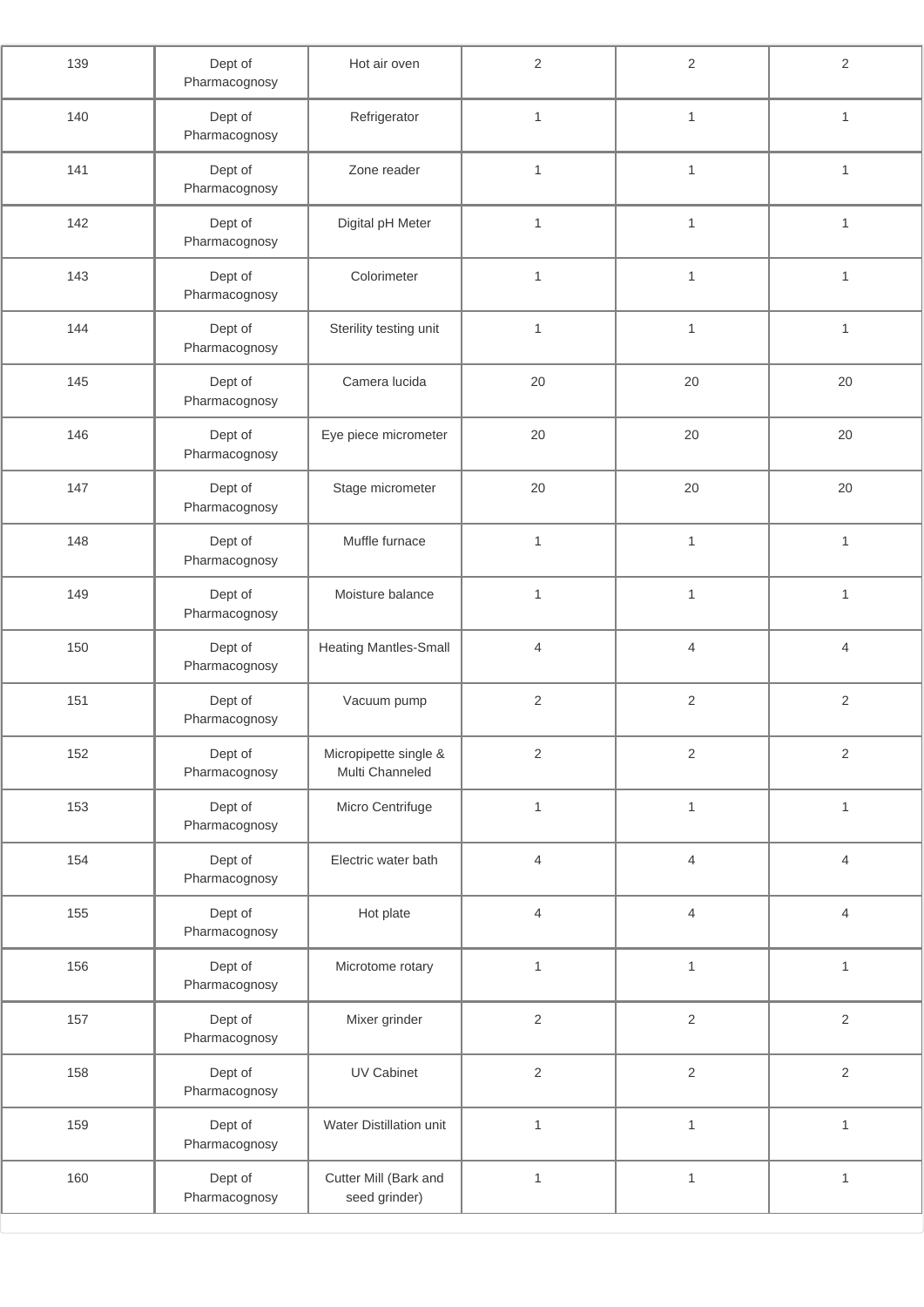| | | | | | |
|---|---|---|---|---|---|
| 139 | Dept of Pharmacognosy | Hot air oven | 2 | 2 | 2 |
| 140 | Dept of Pharmacognosy | Refrigerator | 1 | 1 | 1 |
| 141 | Dept of Pharmacognosy | Zone reader | 1 | 1 | 1 |
| 142 | Dept of Pharmacognosy | Digital pH Meter | 1 | 1 | 1 |
| 143 | Dept of Pharmacognosy | Colorimeter | 1 | 1 | 1 |
| 144 | Dept of Pharmacognosy | Sterility testing unit | 1 | 1 | 1 |
| 145 | Dept of Pharmacognosy | Camera lucida | 20 | 20 | 20 |
| 146 | Dept of Pharmacognosy | Eye piece micrometer | 20 | 20 | 20 |
| 147 | Dept of Pharmacognosy | Stage micrometer | 20 | 20 | 20 |
| 148 | Dept of Pharmacognosy | Muffle furnace | 1 | 1 | 1 |
| 149 | Dept of Pharmacognosy | Moisture balance | 1 | 1 | 1 |
| 150 | Dept of Pharmacognosy | Heating Mantles-Small | 4 | 4 | 4 |
| 151 | Dept of Pharmacognosy | Vacuum pump | 2 | 2 | 2 |
| 152 | Dept of Pharmacognosy | Micropipette single & Multi Channeled | 2 | 2 | 2 |
| 153 | Dept of Pharmacognosy | Micro Centrifuge | 1 | 1 | 1 |
| 154 | Dept of Pharmacognosy | Electric water bath | 4 | 4 | 4 |
| 155 | Dept of Pharmacognosy | Hot plate | 4 | 4 | 4 |
| 156 | Dept of Pharmacognosy | Microtome rotary | 1 | 1 | 1 |
| 157 | Dept of Pharmacognosy | Mixer grinder | 2 | 2 | 2 |
| 158 | Dept of Pharmacognosy | UV Cabinet | 2 | 2 | 2 |
| 159 | Dept of Pharmacognosy | Water Distillation unit | 1 | 1 | 1 |
| 160 | Dept of Pharmacognosy | Cutter Mill (Bark and seed grinder) | 1 | 1 | 1 |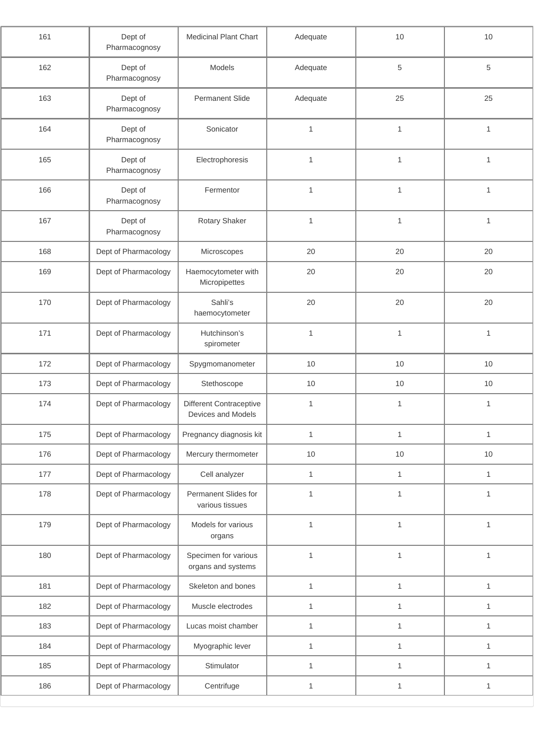| 161 | Dept of Pharmacognosy | Medicinal Plant Chart | Adequate | 10 | 10 |
|---|---|---|---|---|---|
| 162 | Dept of Pharmacognosy | Models | Adequate | 5 | 5 |
| 163 | Dept of Pharmacognosy | Permanent Slide | Adequate | 25 | 25 |
| 164 | Dept of Pharmacognosy | Sonicator | 1 | 1 | 1 |
| 165 | Dept of Pharmacognosy | Electrophoresis | 1 | 1 | 1 |
| 166 | Dept of Pharmacognosy | Fermentor | 1 | 1 | 1 |
| 167 | Dept of Pharmacognosy | Rotary Shaker | 1 | 1 | 1 |
| 168 | Dept of Pharmacology | Microscopes | 20 | 20 | 20 |
| 169 | Dept of Pharmacology | Haemocytometer with Micropipettes | 20 | 20 | 20 |
| 170 | Dept of Pharmacology | Sahli's haemocytometer | 20 | 20 | 20 |
| 171 | Dept of Pharmacology | Hutchinson's spirometer | 1 | 1 | 1 |
| 172 | Dept of Pharmacology | Spygmomanometer | 10 | 10 | 10 |
| 173 | Dept of Pharmacology | Stethoscope | 10 | 10 | 10 |
| 174 | Dept of Pharmacology | Different Contraceptive Devices and Models | 1 | 1 | 1 |
| 175 | Dept of Pharmacology | Pregnancy diagnosis kit | 1 | 1 | 1 |
| 176 | Dept of Pharmacology | Mercury thermometer | 10 | 10 | 10 |
| 177 | Dept of Pharmacology | Cell analyzer | 1 | 1 | 1 |
| 178 | Dept of Pharmacology | Permanent Slides for various tissues | 1 | 1 | 1 |
| 179 | Dept of Pharmacology | Models for various organs | 1 | 1 | 1 |
| 180 | Dept of Pharmacology | Specimen for various organs and systems | 1 | 1 | 1 |
| 181 | Dept of Pharmacology | Skeleton and bones | 1 | 1 | 1 |
| 182 | Dept of Pharmacology | Muscle electrodes | 1 | 1 | 1 |
| 183 | Dept of Pharmacology | Lucas moist chamber | 1 | 1 | 1 |
| 184 | Dept of Pharmacology | Myographic lever | 1 | 1 | 1 |
| 185 | Dept of Pharmacology | Stimulator | 1 | 1 | 1 |
| 186 | Dept of Pharmacology | Centrifuge | 1 | 1 | 1 |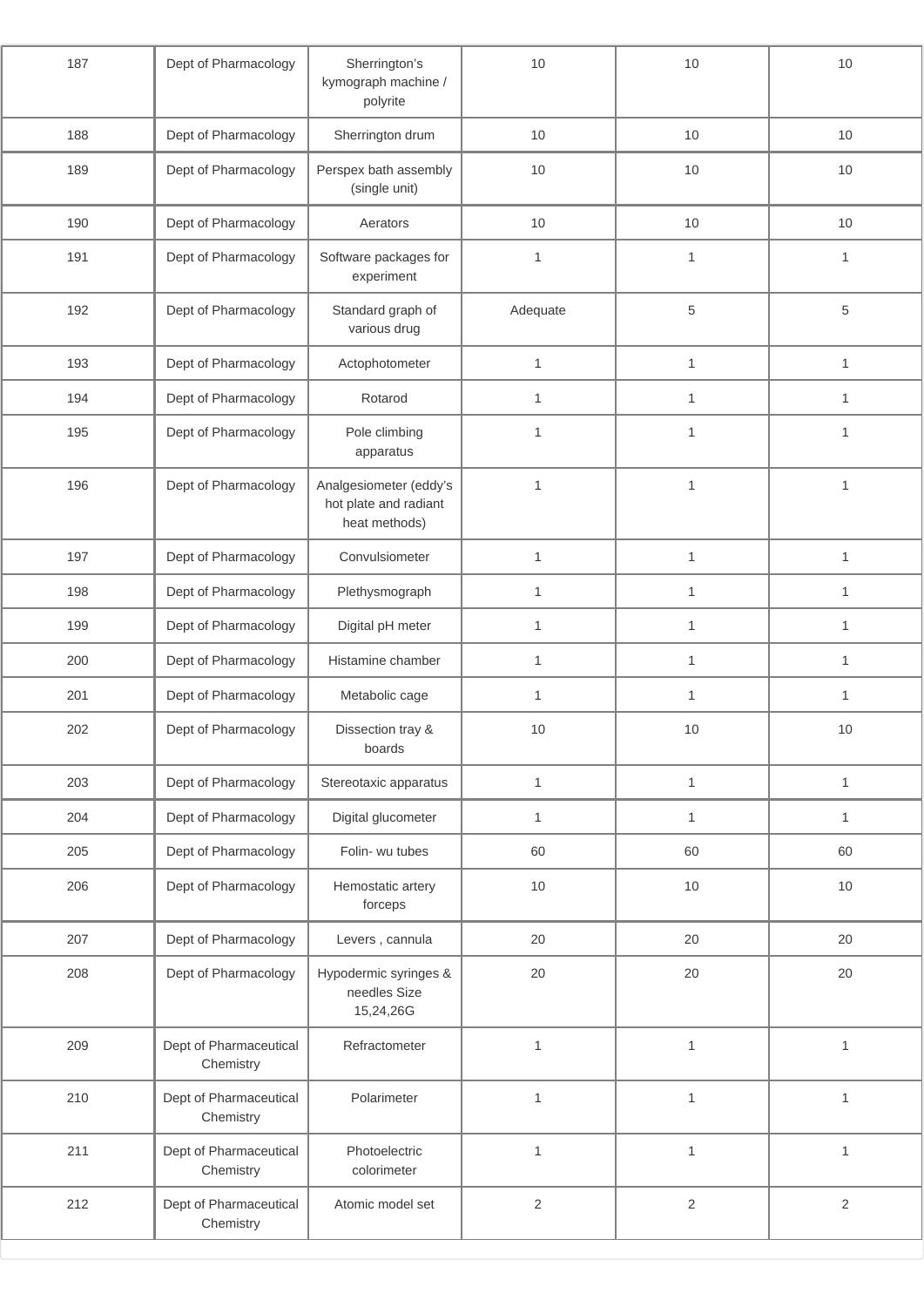| 187 | Dept of Pharmacology | Sherrington's kymograph machine / polyrite | 10 | 10 | 10 |
|---|---|---|---|---|---|
| 188 | Dept of Pharmacology | Sherrington drum | 10 | 10 | 10 |
| 189 | Dept of Pharmacology | Perspex bath assembly (single unit) | 10 | 10 | 10 |
| 190 | Dept of Pharmacology | Aerators | 10 | 10 | 10 |
| 191 | Dept of Pharmacology | Software packages for experiment | 1 | 1 | 1 |
| 192 | Dept of Pharmacology | Standard graph of various drug | Adequate | 5 | 5 |
| 193 | Dept of Pharmacology | Actophotometer | 1 | 1 | 1 |
| 194 | Dept of Pharmacology | Rotarod | 1 | 1 | 1 |
| 195 | Dept of Pharmacology | Pole climbing apparatus | 1 | 1 | 1 |
| 196 | Dept of Pharmacology | Analgesiometer (eddy's hot plate and radiant heat methods) | 1 | 1 | 1 |
| 197 | Dept of Pharmacology | Convulsiometer | 1 | 1 | 1 |
| 198 | Dept of Pharmacology | Plethysmograph | 1 | 1 | 1 |
| 199 | Dept of Pharmacology | Digital pH meter | 1 | 1 | 1 |
| 200 | Dept of Pharmacology | Histamine chamber | 1 | 1 | 1 |
| 201 | Dept of Pharmacology | Metabolic cage | 1 | 1 | 1 |
| 202 | Dept of Pharmacology | Dissection tray & boards | 10 | 10 | 10 |
| 203 | Dept of Pharmacology | Stereotaxic apparatus | 1 | 1 | 1 |
| 204 | Dept of Pharmacology | Digital glucometer | 1 | 1 | 1 |
| 205 | Dept of Pharmacology | Folin- wu tubes | 60 | 60 | 60 |
| 206 | Dept of Pharmacology | Hemostatic artery forceps | 10 | 10 | 10 |
| 207 | Dept of Pharmacology | Levers , cannula | 20 | 20 | 20 |
| 208 | Dept of Pharmacology | Hypodermic syringes & needles Size 15,24,26G | 20 | 20 | 20 |
| 209 | Dept of Pharmaceutical Chemistry | Refractometer | 1 | 1 | 1 |
| 210 | Dept of Pharmaceutical Chemistry | Polarimeter | 1 | 1 | 1 |
| 211 | Dept of Pharmaceutical Chemistry | Photoelectric colorimeter | 1 | 1 | 1 |
| 212 | Dept of Pharmaceutical Chemistry | Atomic model set | 2 | 2 | 2 |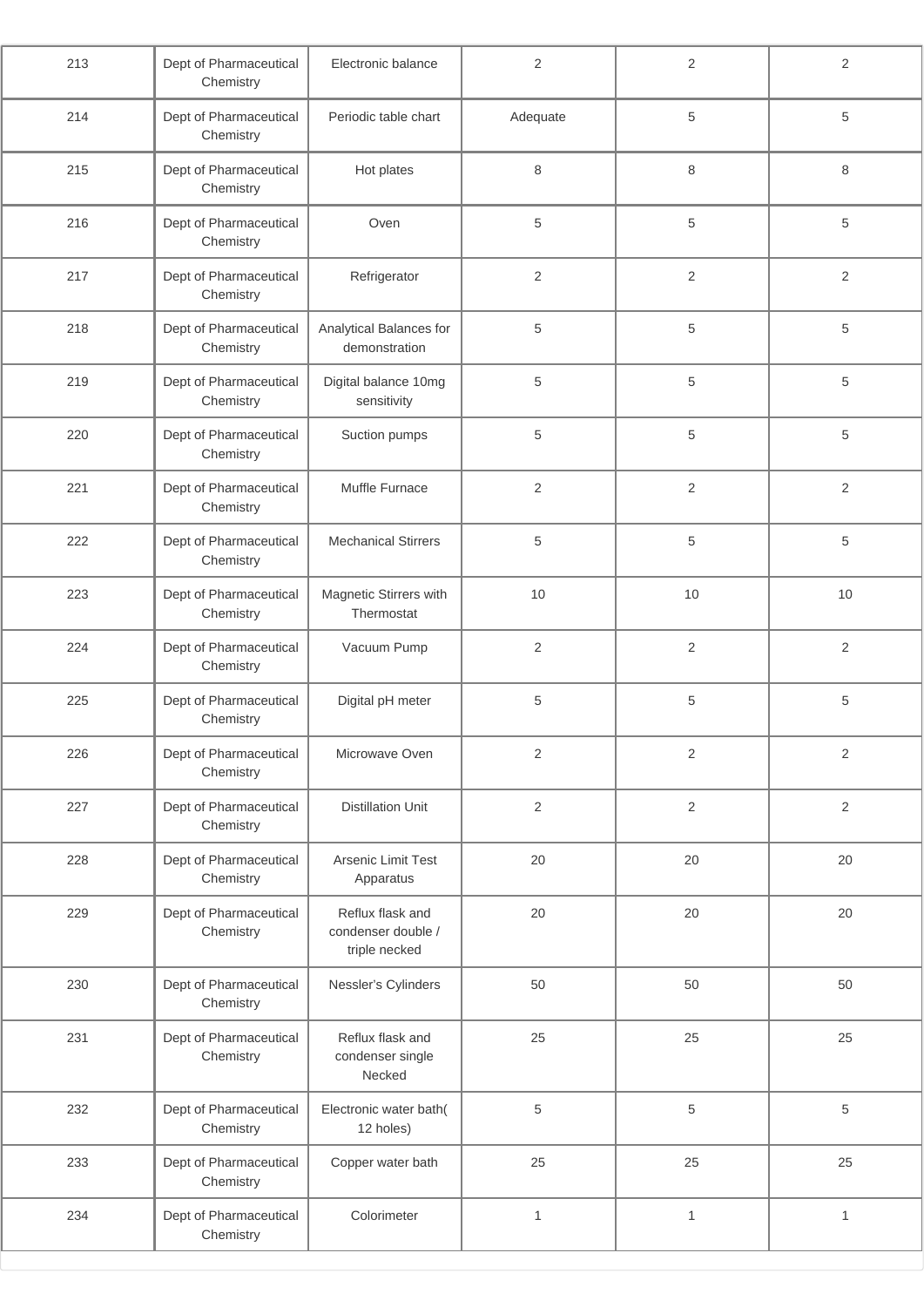| 213 | Dept of Pharmaceutical Chemistry | Electronic balance | 2 | 2 | 2 |
|---|---|---|---|---|---|
| 214 | Dept of Pharmaceutical Chemistry | Periodic table chart | Adequate | 5 | 5 |
| 215 | Dept of Pharmaceutical Chemistry | Hot plates | 8 | 8 | 8 |
| 216 | Dept of Pharmaceutical Chemistry | Oven | 5 | 5 | 5 |
| 217 | Dept of Pharmaceutical Chemistry | Refrigerator | 2 | 2 | 2 |
| 218 | Dept of Pharmaceutical Chemistry | Analytical Balances for demonstration | 5 | 5 | 5 |
| 219 | Dept of Pharmaceutical Chemistry | Digital balance 10mg sensitivity | 5 | 5 | 5 |
| 220 | Dept of Pharmaceutical Chemistry | Suction pumps | 5 | 5 | 5 |
| 221 | Dept of Pharmaceutical Chemistry | Muffle Furnace | 2 | 2 | 2 |
| 222 | Dept of Pharmaceutical Chemistry | Mechanical Stirrers | 5 | 5 | 5 |
| 223 | Dept of Pharmaceutical Chemistry | Magnetic Stirrers with Thermostat | 10 | 10 | 10 |
| 224 | Dept of Pharmaceutical Chemistry | Vacuum Pump | 2 | 2 | 2 |
| 225 | Dept of Pharmaceutical Chemistry | Digital pH meter | 5 | 5 | 5 |
| 226 | Dept of Pharmaceutical Chemistry | Microwave Oven | 2 | 2 | 2 |
| 227 | Dept of Pharmaceutical Chemistry | Distillation Unit | 2 | 2 | 2 |
| 228 | Dept of Pharmaceutical Chemistry | Arsenic Limit Test Apparatus | 20 | 20 | 20 |
| 229 | Dept of Pharmaceutical Chemistry | Reflux flask and condenser double / triple necked | 20 | 20 | 20 |
| 230 | Dept of Pharmaceutical Chemistry | Nessler's Cylinders | 50 | 50 | 50 |
| 231 | Dept of Pharmaceutical Chemistry | Reflux flask and condenser single Necked | 25 | 25 | 25 |
| 232 | Dept of Pharmaceutical Chemistry | Electronic water bath( 12 holes) | 5 | 5 | 5 |
| 233 | Dept of Pharmaceutical Chemistry | Copper water bath | 25 | 25 | 25 |
| 234 | Dept of Pharmaceutical Chemistry | Colorimeter | 1 | 1 | 1 |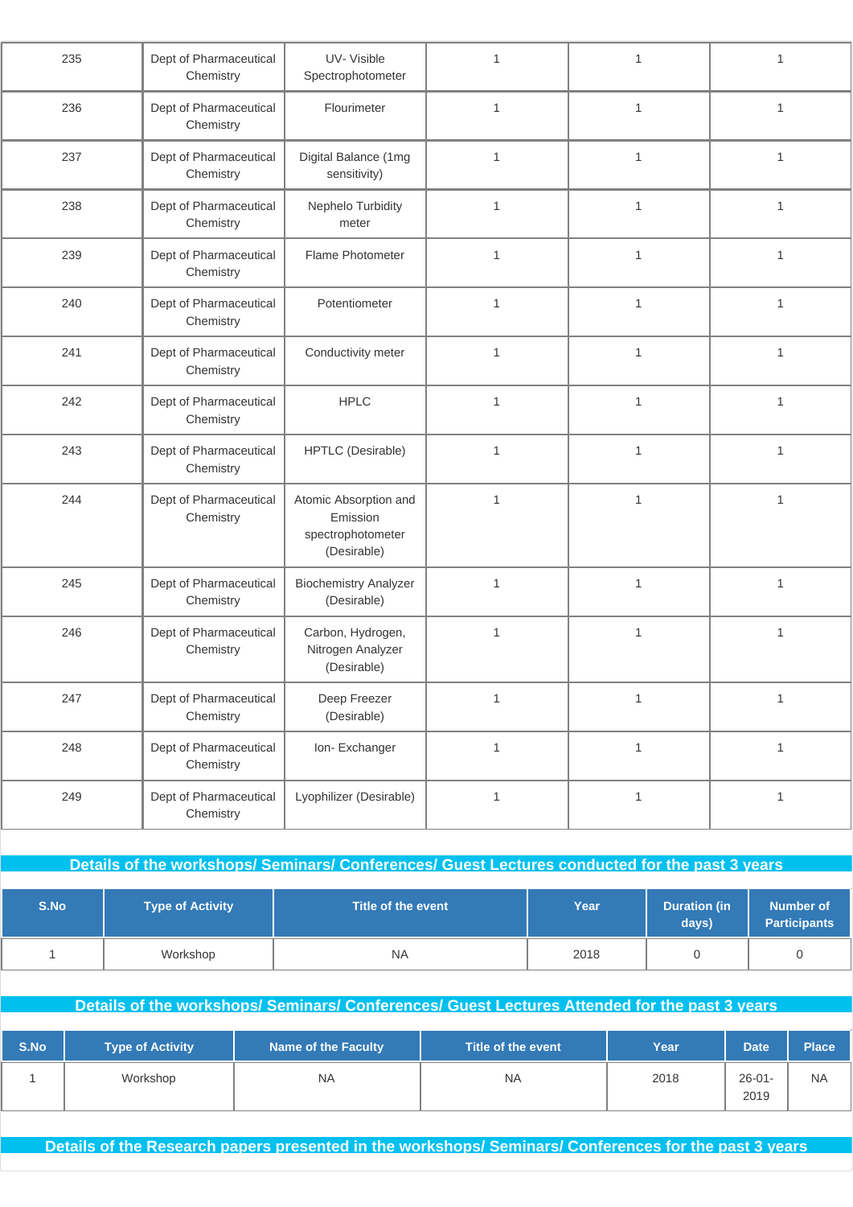| 235 | Dept of Pharmaceutical Chemistry | UV- Visible Spectrophotometer | 1 | 1 | 1 |
|---|---|---|---|---|---|
| 236 | Dept of Pharmaceutical Chemistry | Flourimeter | 1 | 1 | 1 |
| 237 | Dept of Pharmaceutical Chemistry | Digital Balance (1mg sensitivity) | 1 | 1 | 1 |
| 238 | Dept of Pharmaceutical Chemistry | Nephelo Turbidity meter | 1 | 1 | 1 |
| 239 | Dept of Pharmaceutical Chemistry | Flame Photometer | 1 | 1 | 1 |
| 240 | Dept of Pharmaceutical Chemistry | Potentiometer | 1 | 1 | 1 |
| 241 | Dept of Pharmaceutical Chemistry | Conductivity meter | 1 | 1 | 1 |
| 242 | Dept of Pharmaceutical Chemistry | HPLC | 1 | 1 | 1 |
| 243 | Dept of Pharmaceutical Chemistry | HPTLC (Desirable) | 1 | 1 | 1 |
| 244 | Dept of Pharmaceutical Chemistry | Atomic Absorption and Emission spectrophotometer (Desirable) | 1 | 1 | 1 |
| 245 | Dept of Pharmaceutical Chemistry | Biochemistry Analyzer (Desirable) | 1 | 1 | 1 |
| 246 | Dept of Pharmaceutical Chemistry | Carbon, Hydrogen, Nitrogen Analyzer (Desirable) | 1 | 1 | 1 |
| 247 | Dept of Pharmaceutical Chemistry | Deep Freezer (Desirable) | 1 | 1 | 1 |
| 248 | Dept of Pharmaceutical Chemistry | Ion- Exchanger | 1 | 1 | 1 |
| 249 | Dept of Pharmaceutical Chemistry | Lyophilizer (Desirable) | 1 | 1 | 1 |

## Details of the workshops/ Seminars/ Conferences/ Guest Lectures conducted for the past 3 years

| S.No | Type of Activity | Title of the event | Year | Duration (in days) | Number of Participants |
|---|---|---|---|---|---|
| 1 | Workshop | NA | 2018 | 0 | 0 |

## Details of the workshops/ Seminars/ Conferences/ Guest Lectures Attended for the past 3 years

| S.No | Type of Activity | Name of the Faculty | Title of the event | Year | Date | Place |
|---|---|---|---|---|---|---|
| 1 | Workshop | NA | NA | 2018 | 26-01-2019 | NA |

## Details of the Research papers presented in the workshops/ Seminars/ Conferences for the past 3 years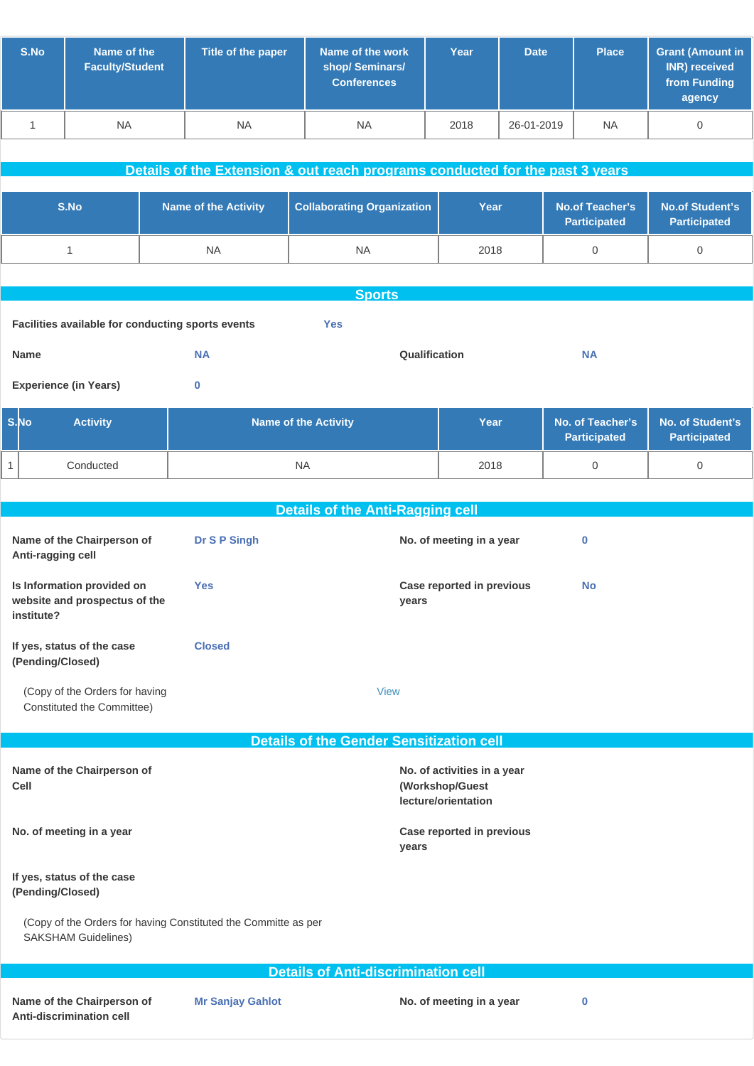| S.No | Name of the Faculty/Student | Title of the paper | Name of the work shop/ Seminars/ Conferences | Year | Date | Place | Grant (Amount in INR) received from Funding agency |
|---|---|---|---|---|---|---|---|
| 1 | NA | NA | NA | 2018 | 26-01-2019 | NA | 0 |

## Details of the Extension & out reach programs conducted for the past 3 years

| S.No | Name of the Activity | Collaborating Organization | Year | No.of Teacher's Participated | No.of Student's Participated |
|---|---|---|---|---|---|
| 1 | NA | NA | 2018 | 0 | 0 |

## Sports

**Facilities available for conducting sports events** Yes

**Name** NA

**Qualification** NA

**Experience (in Years)** 0

| S.No | Activity | Name of the Activity | Year | No. of Teacher's Participated | No. of Student's Participated |
|---|---|---|---|---|---|
| 1 | Conducted | NA | 2018 | 0 | 0 |

## Details of the Anti-Ragging cell

**Name of the Chairperson of Anti-ragging cell** Dr S P Singh

**No. of meeting in a year** 0

**Is Information provided on website and prospectus of the institute?** Yes

**Case reported in previous years** No

**If yes, status of the case (Pending/Closed)** Closed

(Copy of the Orders for having Constituted the Committee) View

## Details of the Gender Sensitization cell

**Name of the Chairperson of Cell**

**No. of activities in a year (Workshop/Guest lecture/orientation**

**No. of meeting in a year**

**Case reported in previous years**

**If yes, status of the case (Pending/Closed)**

(Copy of the Orders for having Constituted the Committe as per SAKSHAM Guidelines)

## Details of Anti-discrimination cell

**Name of the Chairperson of Anti-discrimination cell** Mr Sanjay Gahlot

**No. of meeting in a year** 0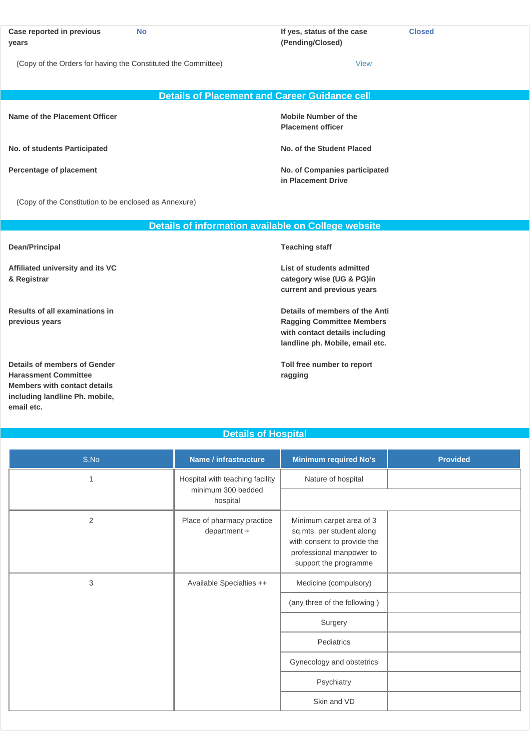| Case reported in previous years | No | If yes, status of the case (Pending/Closed) | Closed |
|---|---|---|---|

(Copy of the Orders for having the Constituted the Committee) View

## Details of Placement and Career Guidance cell

| | | | |
|---|---|---|---|
| **Name of the Placement Officer** | | **Mobile Number of the Placement officer** | |
| **No. of students Participated** | | **No. of the Student Placed** | |
| **Percentage of placement** | | **No. of Companies participated in Placement Drive** | |

(Copy of the Constitution to be enclosed as Annexure)

## Details of information available on College website

| | | | |
|---|---|---|---|
| **Dean/Principal** | | **Teaching staff** | |
| **Affiliated university and its VC & Registrar** | | **List of students admitted category wise (UG & PG)in current and previous years** | |
| **Results of all examinations in previous years** | | **Details of members of the Anti Ragging Committee Members with contact details including landline ph. Mobile, email etc.** | |
| **Details of members of Gender Harassment Committee Members with contact details including landline Ph. mobile, email etc.** | | **Toll free number to report ragging** | |

## Details of Hospital

| S.No | Name / infrastructure | Minimum required No's | Provided |
|---|---|---|---|
| 1 | Hospital with teaching facility minimum 300 bedded hospital | Nature of hospital | |
| | | | |
| 2 | Place of pharmacy practice department + | Minimum carpet area of 3 sq.mts. per student along with consent to provide the professional manpower to support the programme | |
| 3 | Available Specialties ++ | Medicine (compulsory) | |
| | | (any three of the following ) | |
| | | Surgery | |
| | | Pediatrics | |
| | | Gynecology and obstetrics | |
| | | Psychiatry | |
| | | Skin and VD | |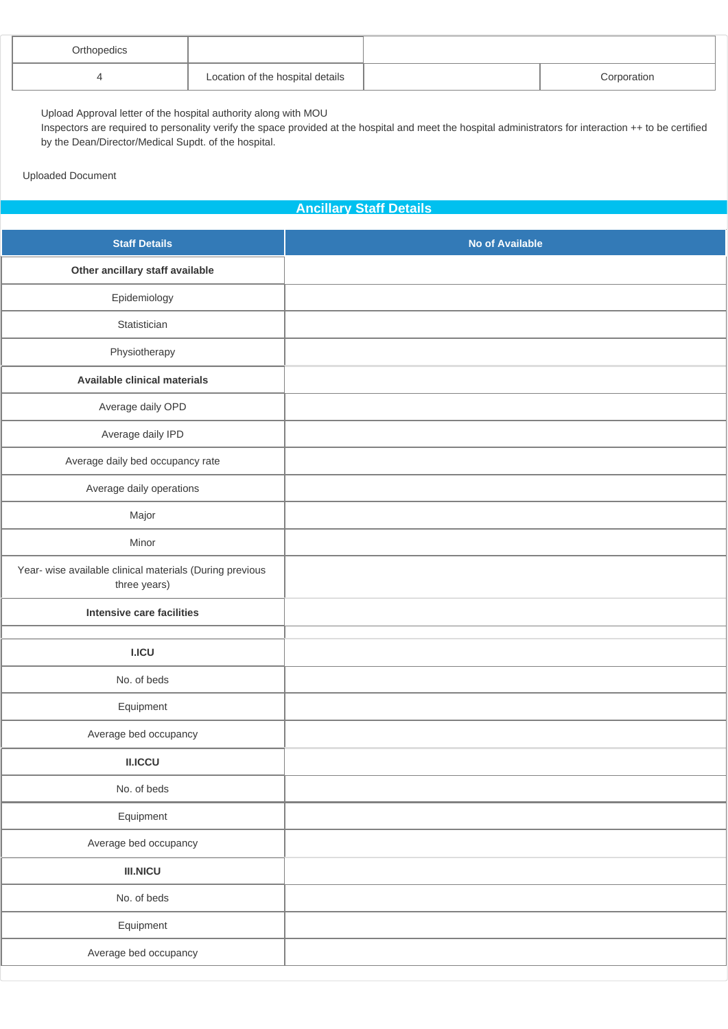| Orthopedics | | | |
|---|---|---|---|
| 4 | Location of the hospital details | | Corporation |

Upload Approval letter of the hospital authority along with MOU
Inspectors are required to personality verify the space provided at the hospital and meet the hospital administrators for interaction ++ to be certified by the Dean/Director/Medical Supdt. of the hospital.

Uploaded Document

## Ancillary Staff Details

| Staff Details | No of Available |
|---|---|
| **Other ancillary staff available** | |
| Epidemiology | |
| Statistician | |
| Physiotherapy | |
| **Available clinical materials** | |
| Average daily OPD | |
| Average daily IPD | |
| Average daily bed occupancy rate | |
| Average daily operations | |
| Major | |
| Minor | |
| Year- wise available clinical materials (During previous three years) | |
| **Intensive care facilities** | |
| | |
| **I.ICU** | |
| No. of beds | |
| Equipment | |
| Average bed occupancy | |
| **II.ICCU** | |
| No. of beds | |
| Equipment | |
| Average bed occupancy | |
| **III.NICU** | |
| No. of beds | |
| Equipment | |
| Average bed occupancy | |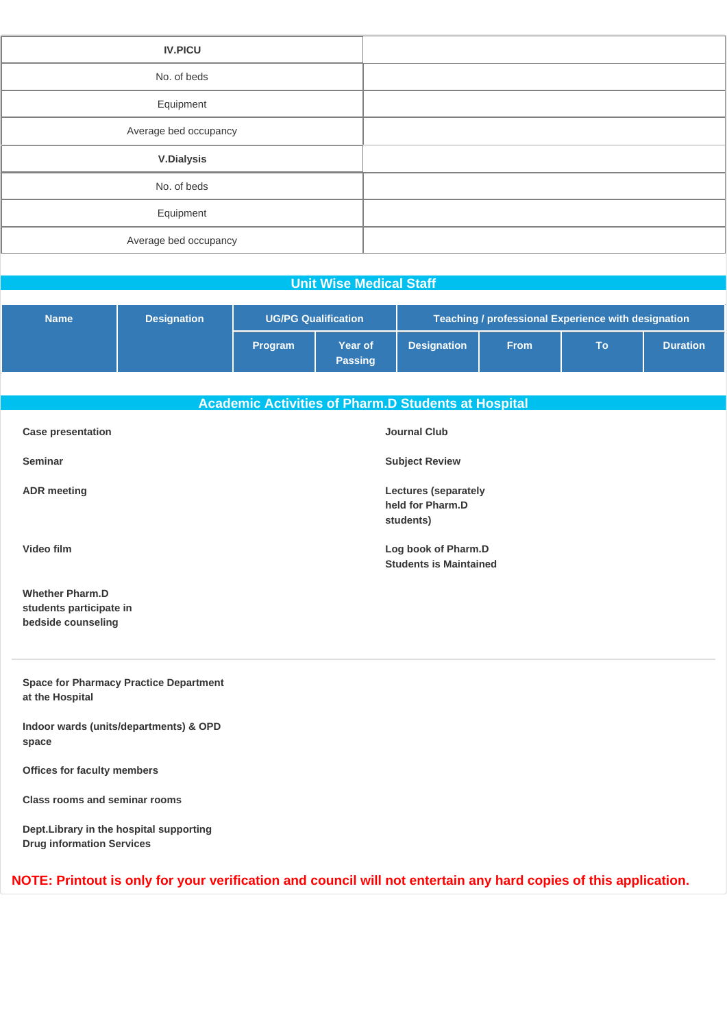| | |
|---|---|
| **IV.PICU** | |
| No. of beds | |
| Equipment | |
| Average bed occupancy | |
| **V.Dialysis** | |
| No. of beds | |
| Equipment | |
| Average bed occupancy | |

## Unit Wise Medical Staff

| Name | Designation | UG/PG Qualification | | Teaching / professional Experience with designation | | | |
|---|---|---|---|---|---|---|---|
| | | Program | Year of Passing | Designation | From | To | Duration |

## Academic Activities of Pharm.D Students at Hospital

**Case presentation**

**Journal Club**

**Seminar**

**Subject Review**

**ADR meeting**

**Lectures (separately held for Pharm.D students)**

**Video film**

**Log book of Pharm.D Students is Maintained**

**Whether Pharm.D students participate in bedside counseling**

---

**Space for Pharmacy Practice Department at the Hospital**

**Indoor wards (units/departments) & OPD space**

**Offices for faculty members**

**Class rooms and seminar rooms**

**Dept.Library in the hospital supporting Drug information Services**

**NOTE: Printout is only for your verification and council will not entertain any hard copies of this application.**